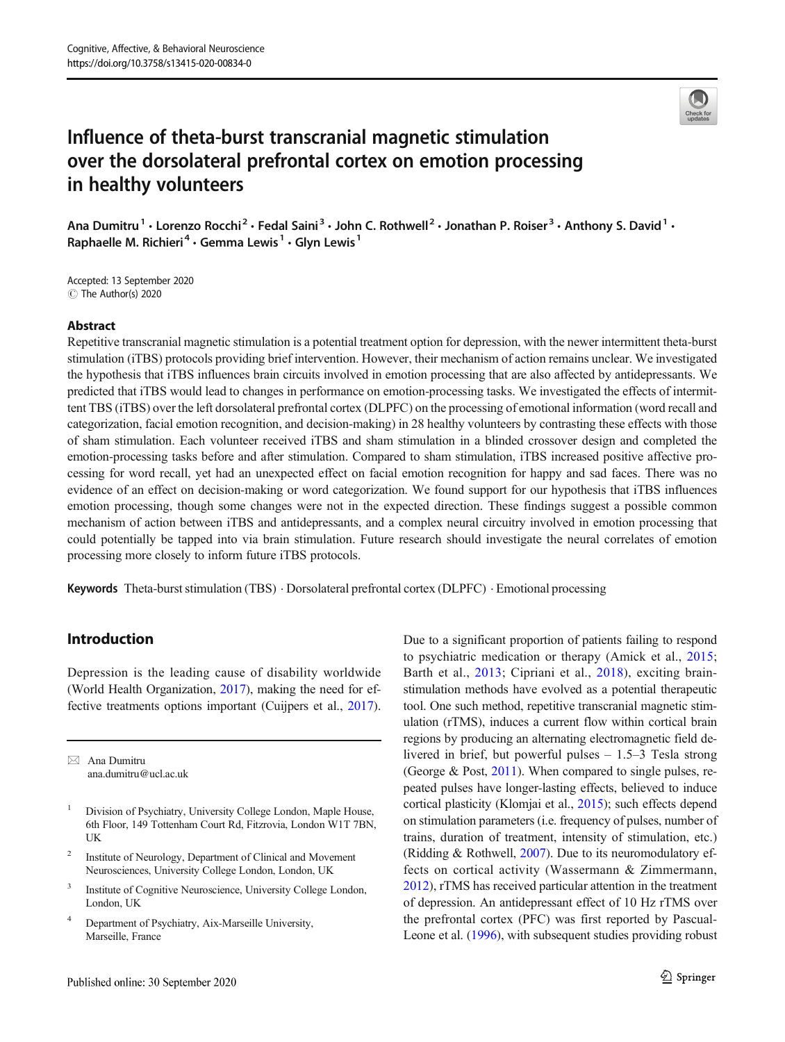# Influence of theta-burst transcranial magnetic stimulation over the dorsolateral prefrontal cortex on emotion processing in healthy volunteers

Ana Dumitru[1] · Lorenzo Rocchi[2] · Fedal Saini[3] · John C. Rothwell[2] · Jonathan P. Roiser[3] · Anthony S. David[1] · Raphaelle M. Richieri[4] · Gemma Lewis[1] · Glyn Lewis[1]

Accepted: 13 September 2020
© The Author(s) 2020

## Abstract

Repetitive transcranial magnetic stimulation is a potential treatment option for depression, with the newer intermittent theta-burst stimulation (iTBS) protocols providing brief intervention. However, their mechanism of action remains unclear. We investigated the hypothesis that iTBS influences brain circuits involved in emotion processing that are also affected by antidepressants. We predicted that iTBS would lead to changes in performance on emotion-processing tasks. We investigated the effects of intermittent TBS (iTBS) over the left dorsolateral prefrontal cortex (DLPFC) on the processing of emotional information (word recall and categorization, facial emotion recognition, and decision-making) in 28 healthy volunteers by contrasting these effects with those of sham stimulation. Each volunteer received iTBS and sham stimulation in a blinded crossover design and completed the emotion-processing tasks before and after stimulation. Compared to sham stimulation, iTBS increased positive affective processing for word recall, yet had an unexpected effect on facial emotion recognition for happy and sad faces. There was no evidence of an effect on decision-making or word categorization. We found support for our hypothesis that iTBS influences emotion processing, though some changes were not in the expected direction. These findings suggest a possible common mechanism of action between iTBS and antidepressants, and a complex neural circuitry involved in emotion processing that could potentially be tapped into via brain stimulation. Future research should investigate the neural correlates of emotion processing more closely to inform future iTBS protocols.

**Keywords** Theta-burst stimulation (TBS) · Dorsolateral prefrontal cortex (DLPFC) · Emotional processing

## Introduction

Depression is the leading cause of disability worldwide (World Health Organization, 2017), making the need for effective treatments options important (Cuijpers et al., 2017). Due to a significant proportion of patients failing to respond to psychiatric medication or therapy (Amick et al., 2015; Barth et al., 2013; Cipriani et al., 2018), exciting brain-stimulation methods have evolved as a potential therapeutic tool. One such method, repetitive transcranial magnetic stimulation (rTMS), induces a current flow within cortical brain regions by producing an alternating electromagnetic field delivered in brief, but powerful pulses – 1.5–3 Tesla strong (George & Post, 2011). When compared to single pulses, repeated pulses have longer-lasting effects, believed to induce cortical plasticity (Klomjai et al., 2015); such effects depend on stimulation parameters (i.e. frequency of pulses, number of trains, duration of treatment, intensity of stimulation, etc.) (Ridding & Rothwell, 2007). Due to its neuromodulatory effects on cortical activity (Wassermann & Zimmermann, 2012), rTMS has received particular attention in the treatment of depression. An antidepressant effect of 10 Hz rTMS over the prefrontal cortex (PFC) was first reported by Pascual-Leone et al. (1996), with subsequent studies providing robust

✉ Ana Dumitru
ana.dumitru@ucl.ac.uk

[1] Division of Psychiatry, University College London, Maple House, 6th Floor, 149 Tottenham Court Rd, Fitzrovia, London W1T 7BN, UK

[2] Institute of Neurology, Department of Clinical and Movement Neurosciences, University College London, London, UK

[3] Institute of Cognitive Neuroscience, University College London, London, UK

[4] Department of Psychiatry, Aix-Marseille University, Marseille, France

Published online: 30 September 2020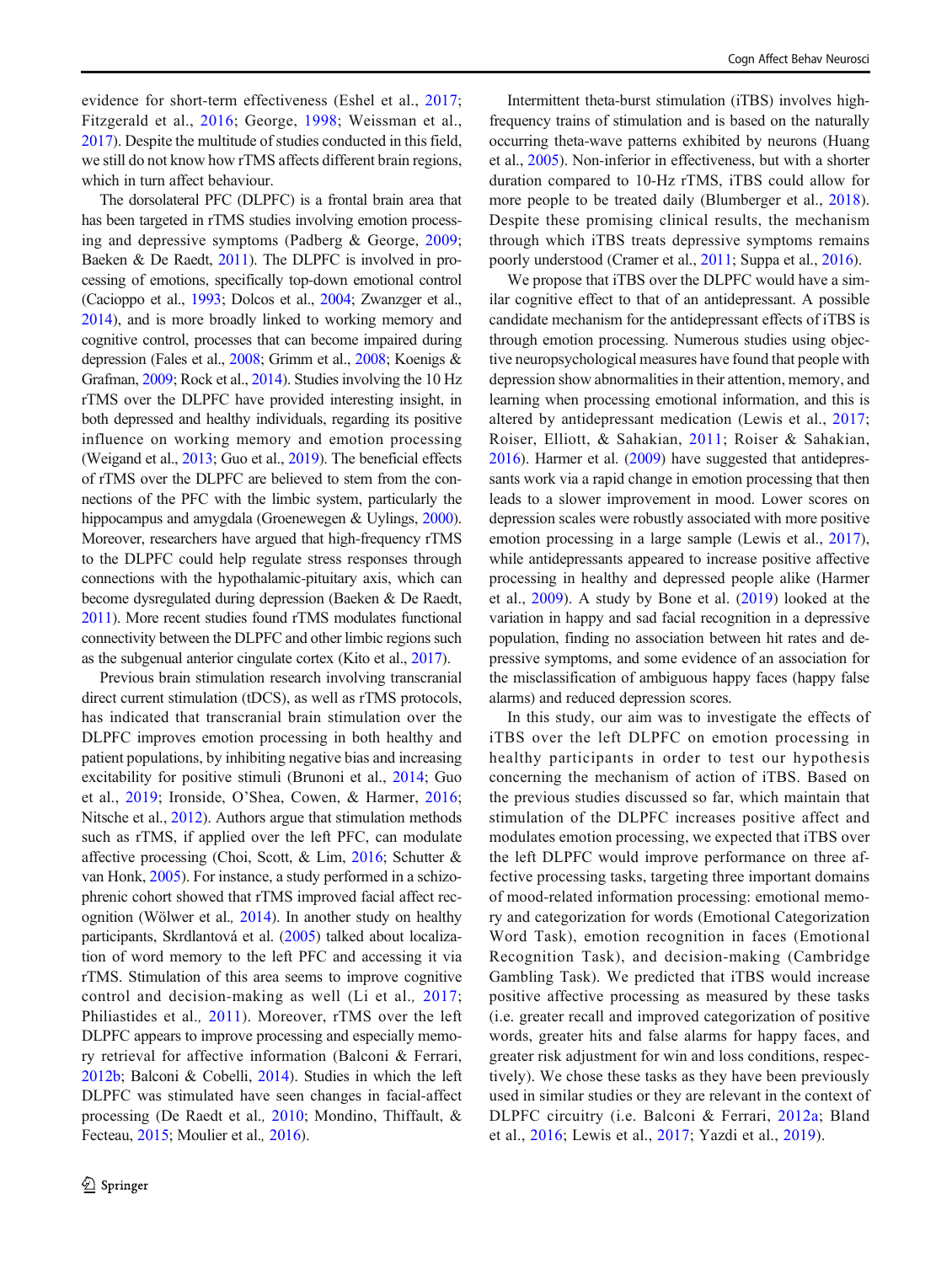evidence for short-term effectiveness (Eshel et al., 2017; Fitzgerald et al., 2016; George, 1998; Weissman et al., 2017). Despite the multitude of studies conducted in this field, we still do not know how rTMS affects different brain regions, which in turn affect behaviour.

The dorsolateral PFC (DLPFC) is a frontal brain area that has been targeted in rTMS studies involving emotion processing and depressive symptoms (Padberg & George, 2009; Baeken & De Raedt, 2011). The DLPFC is involved in processing of emotions, specifically top-down emotional control (Cacioppo et al., 1993; Dolcos et al., 2004; Zwanzger et al., 2014), and is more broadly linked to working memory and cognitive control, processes that can become impaired during depression (Fales et al., 2008; Grimm et al., 2008; Koenigs & Grafman, 2009; Rock et al., 2014). Studies involving the 10 Hz rTMS over the DLPFC have provided interesting insight, in both depressed and healthy individuals, regarding its positive influence on working memory and emotion processing (Weigand et al., 2013; Guo et al., 2019). The beneficial effects of rTMS over the DLPFC are believed to stem from the connections of the PFC with the limbic system, particularly the hippocampus and amygdala (Groenewegen & Uylings, 2000). Moreover, researchers have argued that high-frequency rTMS to the DLPFC could help regulate stress responses through connections with the hypothalamic-pituitary axis, which can become dysregulated during depression (Baeken & De Raedt, 2011). More recent studies found rTMS modulates functional connectivity between the DLPFC and other limbic regions such as the subgenual anterior cingulate cortex (Kito et al., 2017).

Previous brain stimulation research involving transcranial direct current stimulation (tDCS), as well as rTMS protocols, has indicated that transcranial brain stimulation over the DLPFC improves emotion processing in both healthy and patient populations, by inhibiting negative bias and increasing excitability for positive stimuli (Brunoni et al., 2014; Guo et al., 2019; Ironside, O'Shea, Cowen, & Harmer, 2016; Nitsche et al., 2012). Authors argue that stimulation methods such as rTMS, if applied over the left PFC, can modulate affective processing (Choi, Scott, & Lim, 2016; Schutter & van Honk, 2005). For instance, a study performed in a schizophrenic cohort showed that rTMS improved facial affect recognition (Wölwer et al., 2014). In another study on healthy participants, Skrdlantová et al. (2005) talked about localization of word memory to the left PFC and accessing it via rTMS. Stimulation of this area seems to improve cognitive control and decision-making as well (Li et al., 2017; Philiastides et al., 2011). Moreover, rTMS over the left DLPFC appears to improve processing and especially memory retrieval for affective information (Balconi & Ferrari, 2012b; Balconi & Cobelli, 2014). Studies in which the left DLPFC was stimulated have seen changes in facial-affect processing (De Raedt et al., 2010; Mondino, Thiffault, & Fecteau, 2015; Moulier et al., 2016).

Intermittent theta-burst stimulation (iTBS) involves high-frequency trains of stimulation and is based on the naturally occurring theta-wave patterns exhibited by neurons (Huang et al., 2005). Non-inferior in effectiveness, but with a shorter duration compared to 10-Hz rTMS, iTBS could allow for more people to be treated daily (Blumberger et al., 2018). Despite these promising clinical results, the mechanism through which iTBS treats depressive symptoms remains poorly understood (Cramer et al., 2011; Suppa et al., 2016).

We propose that iTBS over the DLPFC would have a similar cognitive effect to that of an antidepressant. A possible candidate mechanism for the antidepressant effects of iTBS is through emotion processing. Numerous studies using objective neuropsychological measures have found that people with depression show abnormalities in their attention, memory, and learning when processing emotional information, and this is altered by antidepressant medication (Lewis et al., 2017; Roiser, Elliott, & Sahakian, 2011; Roiser & Sahakian, 2016). Harmer et al. (2009) have suggested that antidepressants work via a rapid change in emotion processing that then leads to a slower improvement in mood. Lower scores on depression scales were robustly associated with more positive emotion processing in a large sample (Lewis et al., 2017), while antidepressants appeared to increase positive affective processing in healthy and depressed people alike (Harmer et al., 2009). A study by Bone et al. (2019) looked at the variation in happy and sad facial recognition in a depressive population, finding no association between hit rates and depressive symptoms, and some evidence of an association for the misclassification of ambiguous happy faces (happy false alarms) and reduced depression scores.

In this study, our aim was to investigate the effects of iTBS over the left DLPFC on emotion processing in healthy participants in order to test our hypothesis concerning the mechanism of action of iTBS. Based on the previous studies discussed so far, which maintain that stimulation of the DLPFC increases positive affect and modulates emotion processing, we expected that iTBS over the left DLPFC would improve performance on three affective processing tasks, targeting three important domains of mood-related information processing: emotional memory and categorization for words (Emotional Categorization Word Task), emotion recognition in faces (Emotional Recognition Task), and decision-making (Cambridge Gambling Task). We predicted that iTBS would increase positive affective processing as measured by these tasks (i.e. greater recall and improved categorization of positive words, greater hits and false alarms for happy faces, and greater risk adjustment for win and loss conditions, respectively). We chose these tasks as they have been previously used in similar studies or they are relevant in the context of DLPFC circuitry (i.e. Balconi & Ferrari, 2012a; Bland et al., 2016; Lewis et al., 2017; Yazdi et al., 2019).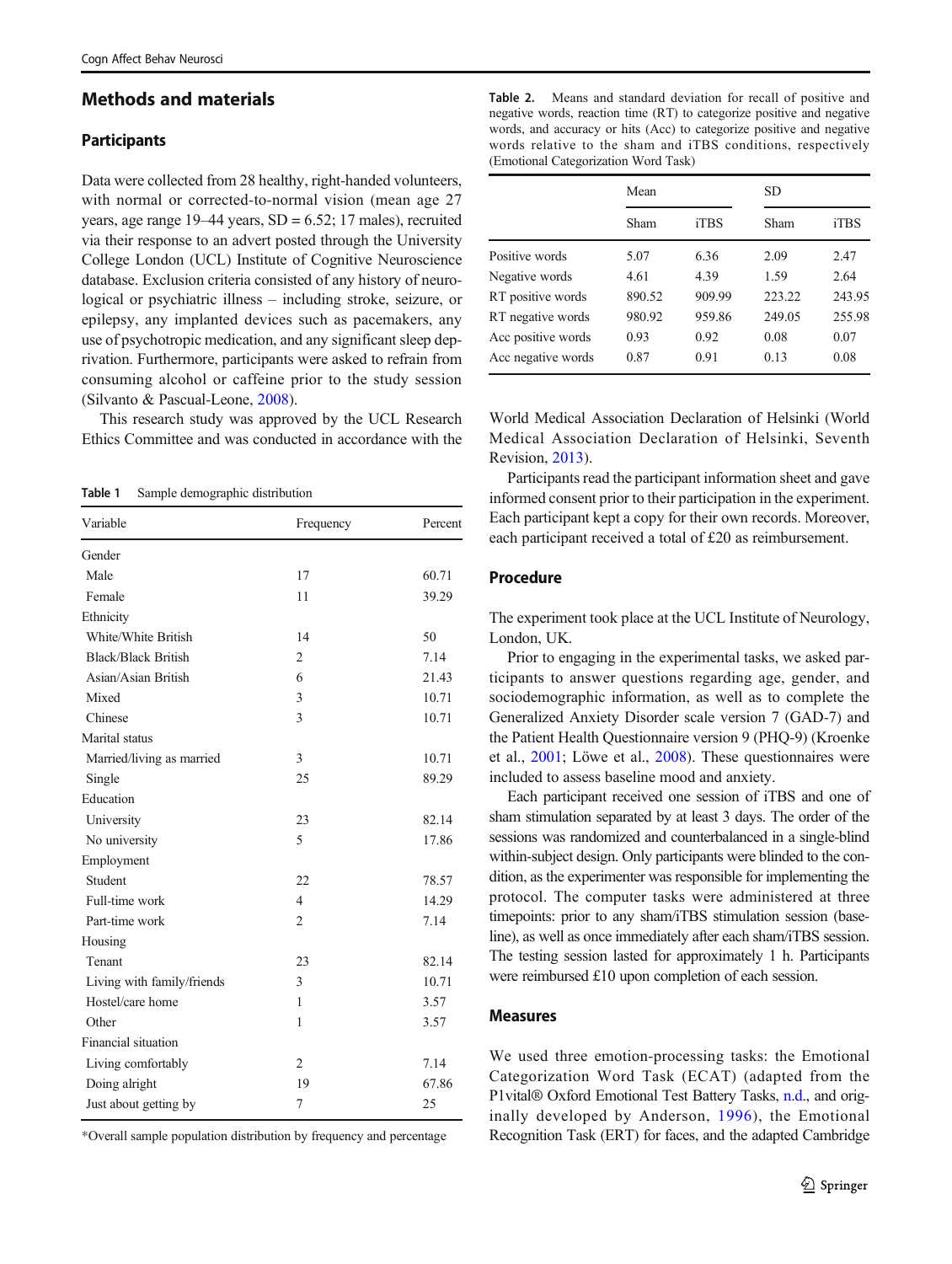## Methods and materials

### Participants

Data were collected from 28 healthy, right-handed volunteers, with normal or corrected-to-normal vision (mean age 27 years, age range 19–44 years, SD = 6.52; 17 males), recruited via their response to an advert posted through the University College London (UCL) Institute of Cognitive Neuroscience database. Exclusion criteria consisted of any history of neurological or psychiatric illness – including stroke, seizure, or epilepsy, any implanted devices such as pacemakers, any use of psychotropic medication, and any significant sleep deprivation. Furthermore, participants were asked to refrain from consuming alcohol or caffeine prior to the study session (Silvanto & Pascual-Leone, 2008).

This research study was approved by the UCL Research Ethics Committee and was conducted in accordance with the World Medical Association Declaration of Helsinki (World Medical Association Declaration of Helsinki, Seventh Revision, 2013).

**Table 1** Sample demographic distribution

| Variable | Frequency | Percent |
|---|---|---|
| Gender | | |
| Male | 17 | 60.71 |
| Female | 11 | 39.29 |
| Ethnicity | | |
| White/White British | 14 | 50 |
| Black/Black British | 2 | 7.14 |
| Asian/Asian British | 6 | 21.43 |
| Mixed | 3 | 10.71 |
| Chinese | 3 | 10.71 |
| Marital status | | |
| Married/living as married | 3 | 10.71 |
| Single | 25 | 89.29 |
| Education | | |
| University | 23 | 82.14 |
| No university | 5 | 17.86 |
| Employment | | |
| Student | 22 | 78.57 |
| Full-time work | 4 | 14.29 |
| Part-time work | 2 | 7.14 |
| Housing | | |
| Tenant | 23 | 82.14 |
| Living with family/friends | 3 | 10.71 |
| Hostel/care home | 1 | 3.57 |
| Other | 1 | 3.57 |
| Financial situation | | |
| Living comfortably | 2 | 7.14 |
| Doing alright | 19 | 67.86 |
| Just about getting by | 7 | 25 |

*Overall sample population distribution by frequency and percentage

**Table 2.** Means and standard deviation for recall of positive and negative words, reaction time (RT) to categorize positive and negative words, and accuracy or hits (Acc) to categorize positive and negative words relative to the sham and iTBS conditions, respectively (Emotional Categorization Word Task)

| | Mean | | SD | |
|---|---|---|---|---|
| | Sham | iTBS | Sham | iTBS |
| Positive words | 5.07 | 6.36 | 2.09 | 2.47 |
| Negative words | 4.61 | 4.39 | 1.59 | 2.64 |
| RT positive words | 890.52 | 909.99 | 223.22 | 243.95 |
| RT negative words | 980.92 | 959.86 | 249.05 | 255.98 |
| Acc positive words | 0.93 | 0.92 | 0.08 | 0.07 |
| Acc negative words | 0.87 | 0.91 | 0.13 | 0.08 |

Participants read the participant information sheet and gave informed consent prior to their participation in the experiment. Each participant kept a copy for their own records. Moreover, each participant received a total of £20 as reimbursement.

### Procedure

The experiment took place at the UCL Institute of Neurology, London, UK.

Prior to engaging in the experimental tasks, we asked participants to answer questions regarding age, gender, and sociodemographic information, as well as to complete the Generalized Anxiety Disorder scale version 7 (GAD-7) and the Patient Health Questionnaire version 9 (PHQ-9) (Kroenke et al., 2001; Löwe et al., 2008). These questionnaires were included to assess baseline mood and anxiety.

Each participant received one session of iTBS and one of sham stimulation separated by at least 3 days. The order of the sessions was randomized and counterbalanced in a single-blind within-subject design. Only participants were blinded to the condition, as the experimenter was responsible for implementing the protocol. The computer tasks were administered at three timepoints: prior to any sham/iTBS stimulation session (baseline), as well as once immediately after each sham/iTBS session. The testing session lasted for approximately 1 h. Participants were reimbursed £10 upon completion of each session.

### Measures

We used three emotion-processing tasks: the Emotional Categorization Word Task (ECAT) (adapted from the P1vital® Oxford Emotional Test Battery Tasks, n.d., and originally developed by Anderson, 1996), the Emotional Recognition Task (ERT) for faces, and the adapted Cambridge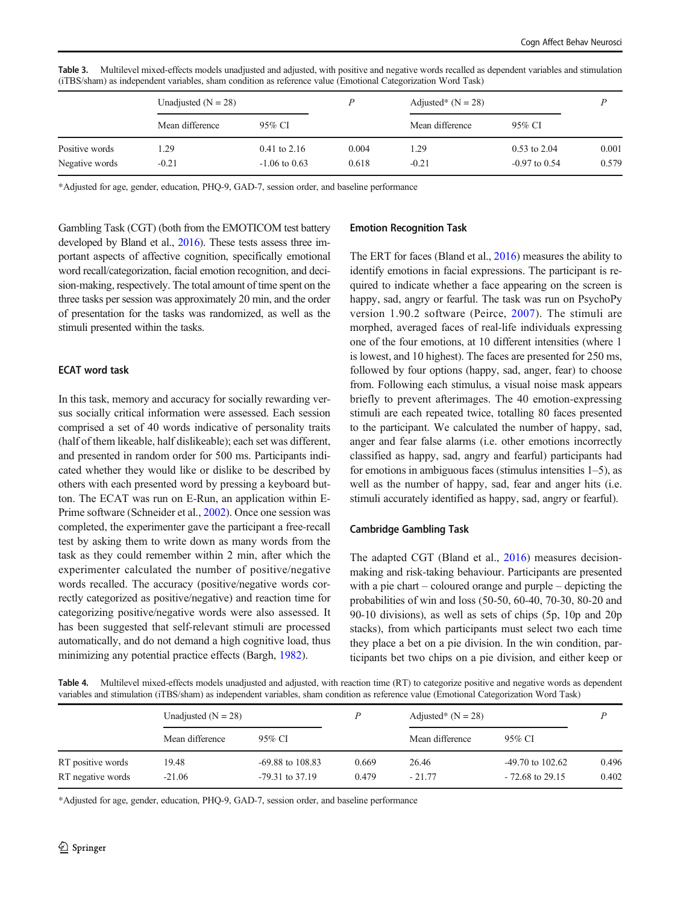**Table 3.** Multilevel mixed-effects models unadjusted and adjusted, with positive and negative words recalled as dependent variables and stimulation (iTBS/sham) as independent variables, sham condition as reference value (Emotional Categorization Word Task)

| | Unadjusted (N = 28) | | P | Adjusted* (N = 28) | | P |
|---|---|---|---|---|---|---|
| | Mean difference | 95% CI | | Mean difference | 95% CI | |
| Positive words | 1.29 | 0.41 to 2.16 | 0.004 | 1.29 | 0.53 to 2.04 | 0.001 |
| Negative words | -0.21 | -1.06 to 0.63 | 0.618 | -0.21 | -0.97 to 0.54 | 0.579 |

*Adjusted for age, gender, education, PHQ-9, GAD-7, session order, and baseline performance

Gambling Task (CGT) (both from the EMOTICOM test battery developed by Bland et al., 2016). These tests assess three important aspects of affective cognition, specifically emotional word recall/categorization, facial emotion recognition, and decision-making, respectively. The total amount of time spent on the three tasks per session was approximately 20 min, and the order of presentation for the tasks was randomized, as well as the stimuli presented within the tasks.

### ECAT word task

In this task, memory and accuracy for socially rewarding versus socially critical information were assessed. Each session comprised a set of 40 words indicative of personality traits (half of them likeable, half dislikeable); each set was different, and presented in random order for 500 ms. Participants indicated whether they would like or dislike to be described by others with each presented word by pressing a keyboard button. The ECAT was run on E-Run, an application within E-Prime software (Schneider et al., 2002). Once one session was completed, the experimenter gave the participant a free-recall test by asking them to write down as many words from the task as they could remember within 2 min, after which the experimenter calculated the number of positive/negative words recalled. The accuracy (positive/negative words correctly categorized as positive/negative) and reaction time for categorizing positive/negative words were also assessed. It has been suggested that self-relevant stimuli are processed automatically, and do not demand a high cognitive load, thus minimizing any potential practice effects (Bargh, 1982).

### Emotion Recognition Task

The ERT for faces (Bland et al., 2016) measures the ability to identify emotions in facial expressions. The participant is required to indicate whether a face appearing on the screen is happy, sad, angry or fearful. The task was run on PsychoPy version 1.90.2 software (Peirce, 2007). The stimuli are morphed, averaged faces of real-life individuals expressing one of the four emotions, at 10 different intensities (where 1 is lowest, and 10 highest). The faces are presented for 250 ms, followed by four options (happy, sad, anger, fear) to choose from. Following each stimulus, a visual noise mask appears briefly to prevent afterimages. The 40 emotion-expressing stimuli are each repeated twice, totalling 80 faces presented to the participant. We calculated the number of happy, sad, anger and fear false alarms (i.e. other emotions incorrectly classified as happy, sad, angry and fearful) participants had for emotions in ambiguous faces (stimulus intensities 1–5), as well as the number of happy, sad, fear and anger hits (i.e. stimuli accurately identified as happy, sad, angry or fearful).

### Cambridge Gambling Task

The adapted CGT (Bland et al., 2016) measures decision-making and risk-taking behaviour. Participants are presented with a pie chart – coloured orange and purple – depicting the probabilities of win and loss (50-50, 60-40, 70-30, 80-20 and 90-10 divisions), as well as sets of chips (5p, 10p and 20p stacks), from which participants must select two each time they place a bet on a pie division. In the win condition, participants bet two chips on a pie division, and either keep or

**Table 4.** Multilevel mixed-effects models unadjusted and adjusted, with reaction time (RT) to categorize positive and negative words as dependent variables and stimulation (iTBS/sham) as independent variables, sham condition as reference value (Emotional Categorization Word Task)

| | Unadjusted (N = 28) | | P | Adjusted* (N = 28) | | P |
|---|---|---|---|---|---|---|
| | Mean difference | 95% CI | | Mean difference | 95% CI | |
| RT positive words | 19.48 | -69.88 to 108.83 | 0.669 | 26.46 | -49.70 to 102.62 | 0.496 |
| RT negative words | -21.06 | -79.31 to 37.19 | 0.479 | - 21.77 | - 72.68 to 29.15 | 0.402 |

*Adjusted for age, gender, education, PHQ-9, GAD-7, session order, and baseline performance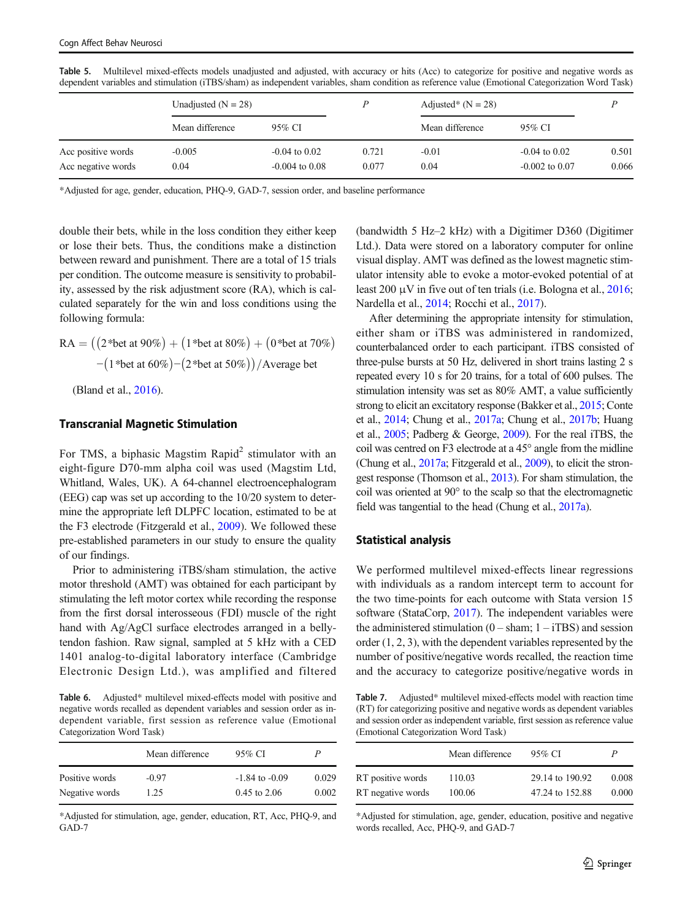**Table 5.** Multilevel mixed-effects models unadjusted and adjusted, with accuracy or hits (Acc) to categorize for positive and negative words as dependent variables and stimulation (iTBS/sham) as independent variables, sham condition as reference value (Emotional Categorization Word Task)

| | Unadjusted (N = 28) | | P | Adjusted* (N = 28) | | P |
|---|---|---|---|---|---|---|
| | Mean difference | 95% CI | | Mean difference | 95% CI | |
| Acc positive words | -0.005 | -0.04 to 0.02 | 0.721 | -0.01 | -0.04 to 0.02 | 0.501 |
| Acc negative words | 0.04 | -0.004 to 0.08 | 0.077 | 0.04 | -0.002 to 0.07 | 0.066 |

*Adjusted for age, gender, education, PHQ-9, GAD-7, session order, and baseline performance

double their bets, while in the loss condition they either keep or lose their bets. Thus, the conditions make a distinction between reward and punishment. There are a total of 15 trials per condition. The outcome measure is sensitivity to probability, assessed by the risk adjustment score (RA), which is calculated separately for the win and loss conditions using the following formula:

$$\mathrm{RA} = \left(\left(2^*\text{bet at }90\%\right) + \left(1^*\text{bet at }80\%\right) + \left(0^*\text{bet at }70\%\right) - \left(1^*\text{bet at }60\%\right) - \left(2^*\text{bet at }50\%\right)\right) / \text{Average bet}$$

(Bland et al., 2016).

### Transcranial Magnetic Stimulation

For TMS, a biphasic Magstim Rapid$^2$ stimulator with an eight-figure D70-mm alpha coil was used (Magstim Ltd, Whitland, Wales, UK). A 64-channel electroencephalogram (EEG) cap was set up according to the 10/20 system to determine the appropriate left DLPFC location, estimated to be at the F3 electrode (Fitzgerald et al., 2009). We followed these pre-established parameters in our study to ensure the quality of our findings.

Prior to administering iTBS/sham stimulation, the active motor threshold (AMT) was obtained for each participant by stimulating the left motor cortex while recording the response from the first dorsal interosseous (FDI) muscle of the right hand with Ag/AgCl surface electrodes arranged in a belly-tendon fashion. Raw signal, sampled at 5 kHz with a CED 1401 analog-to-digital laboratory interface (Cambridge Electronic Design Ltd.), was amplified and filtered (bandwidth 5 Hz–2 kHz) with a Digitimer D360 (Digitimer Ltd.). Data were stored on a laboratory computer for online visual display. AMT was defined as the lowest magnetic stimulator intensity able to evoke a motor-evoked potential of at least 200 μV in five out of ten trials (i.e. Bologna et al., 2016; Nardella et al., 2014; Rocchi et al., 2017).

After determining the appropriate intensity for stimulation, either sham or iTBS was administered in randomized, counterbalanced order to each participant. iTBS consisted of three-pulse bursts at 50 Hz, delivered in short trains lasting 2 s repeated every 10 s for 20 trains, for a total of 600 pulses. The stimulation intensity was set as 80% AMT, a value sufficiently strong to elicit an excitatory response (Bakker et al., 2015; Conte et al., 2014; Chung et al., 2017a; Chung et al., 2017b; Huang et al., 2005; Padberg & George, 2009). For the real iTBS, the coil was centred on F3 electrode at a 45° angle from the midline (Chung et al., 2017a; Fitzgerald et al., 2009), to elicit the strongest response (Thomson et al., 2013). For sham stimulation, the coil was oriented at 90° to the scalp so that the electromagnetic field was tangential to the head (Chung et al., 2017a).

### Statistical analysis

We performed multilevel mixed-effects linear regressions with individuals as a random intercept term to account for the two time-points for each outcome with Stata version 15 software (StataCorp, 2017). The independent variables were the administered stimulation (0 – sham; 1 – iTBS) and session order (1, 2, 3), with the dependent variables represented by the number of positive/negative words recalled, the reaction time and the accuracy to categorize positive/negative words in

**Table 6.** Adjusted* multilevel mixed-effects model with positive and negative words recalled as dependent variables and session order as independent variable, first session as reference value (Emotional Categorization Word Task)

| | Mean difference | 95% CI | P |
|---|---|---|---|
| Positive words | -0.97 | -1.84 to -0.09 | 0.029 |
| Negative words | 1.25 | 0.45 to 2.06 | 0.002 |

*Adjusted for stimulation, age, gender, education, RT, Acc, PHQ-9, and GAD-7

**Table 7.** Adjusted* multilevel mixed-effects model with reaction time (RT) for categorizing positive and negative words as dependent variables and session order as independent variable, first session as reference value (Emotional Categorization Word Task)

| | Mean difference | 95% CI | P |
|---|---|---|---|
| RT positive words | 110.03 | 29.14 to 190.92 | 0.008 |
| RT negative words | 100.06 | 47.24 to 152.88 | 0.000 |

*Adjusted for stimulation, age, gender, education, positive and negative words recalled, Acc, PHQ-9, and GAD-7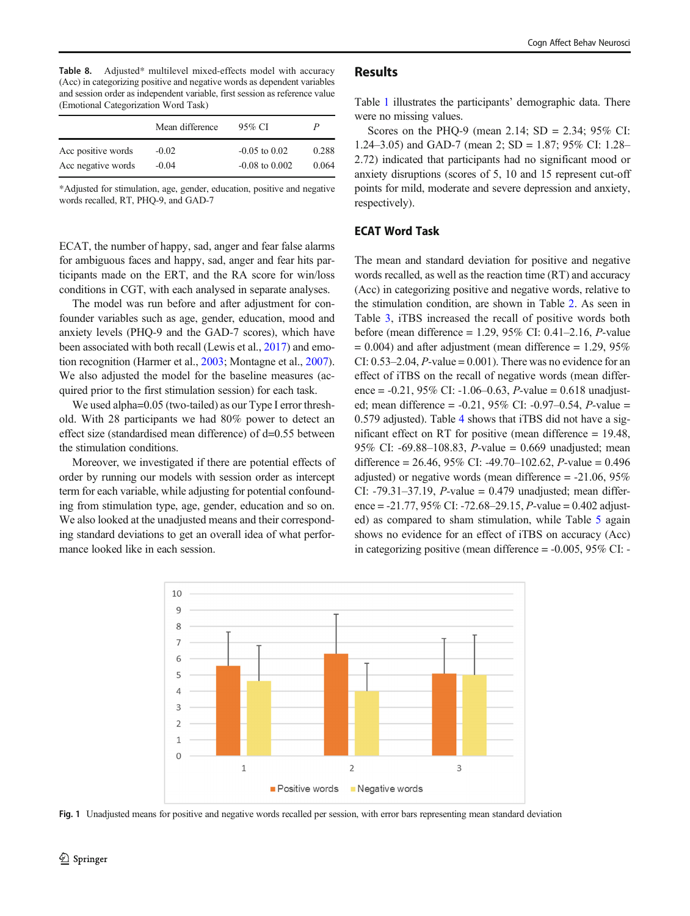**Table 8.** Adjusted* multilevel mixed-effects model with accuracy (Acc) in categorizing positive and negative words as dependent variables and session order as independent variable, first session as reference value (Emotional Categorization Word Task)

| | Mean difference | 95% CI | *P* |
|---|---|---|---|
| Acc positive words | -0.02 | -0.05 to 0.02 | 0.288 |
| Acc negative words | -0.04 | -0.08 to 0.002 | 0.064 |

*Adjusted for stimulation, age, gender, education, positive and negative words recalled, RT, PHQ-9, and GAD-7

ECAT, the number of happy, sad, anger and fear false alarms for ambiguous faces and happy, sad, anger and fear hits participants made on the ERT, and the RA score for win/loss conditions in CGT, with each analysed in separate analyses.

The model was run before and after adjustment for confounder variables such as age, gender, education, mood and anxiety levels (PHQ-9 and the GAD-7 scores), which have been associated with both recall (Lewis et al., 2017) and emotion recognition (Harmer et al., 2003; Montagne et al., 2007). We also adjusted the model for the baseline measures (acquired prior to the first stimulation session) for each task.

We used alpha=0.05 (two-tailed) as our Type I error threshold. With 28 participants we had 80% power to detect an effect size (standardised mean difference) of d=0.55 between the stimulation conditions.

Moreover, we investigated if there are potential effects of order by running our models with session order as intercept term for each variable, while adjusting for potential confounding from stimulation type, age, gender, education and so on. We also looked at the unadjusted means and their corresponding standard deviations to get an overall idea of what performance looked like in each session.

## Results

Table 1 illustrates the participants' demographic data. There were no missing values.

Scores on the PHQ-9 (mean 2.14; SD = 2.34; 95% CI: 1.24–3.05) and GAD-7 (mean 2; SD = 1.87; 95% CI: 1.28–2.72) indicated that participants had no significant mood or anxiety disruptions (scores of 5, 10 and 15 represent cut-off points for mild, moderate and severe depression and anxiety, respectively).

### ECAT Word Task

The mean and standard deviation for positive and negative words recalled, as well as the reaction time (RT) and accuracy (Acc) in categorizing positive and negative words, relative to the stimulation condition, are shown in Table 2. As seen in Table 3, iTBS increased the recall of positive words both before (mean difference = 1.29, 95% CI: 0.41–2.16, *P*-value = 0.004) and after adjustment (mean difference = 1.29, 95% CI: 0.53–2.04, *P*-value = 0.001). There was no evidence for an effect of iTBS on the recall of negative words (mean difference = -0.21, 95% CI: -1.06–0.63, *P*-value = 0.618 unadjusted; mean difference = -0.21, 95% CI: -0.97–0.54, *P*-value = 0.579 adjusted). Table 4 shows that iTBS did not have a significant effect on RT for positive (mean difference = 19.48, 95% CI: -69.88–108.83, *P*-value = 0.669 unadjusted; mean difference = 26.46, 95% CI: -49.70–102.62, *P*-value = 0.496 adjusted) or negative words (mean difference = -21.06, 95% CI: -79.31–37.19, *P*-value = 0.479 unadjusted; mean difference = -21.77, 95% CI: -72.68–29.15, *P*-value = 0.402 adjusted) as compared to sham stimulation, while Table 5 again shows no evidence for an effect of iTBS on accuracy (Acc) in categorizing positive (mean difference = -0.005, 95% CI: -

**Fig. 1** Unadjusted means for positive and negative words recalled per session, with error bars representing mean standard deviation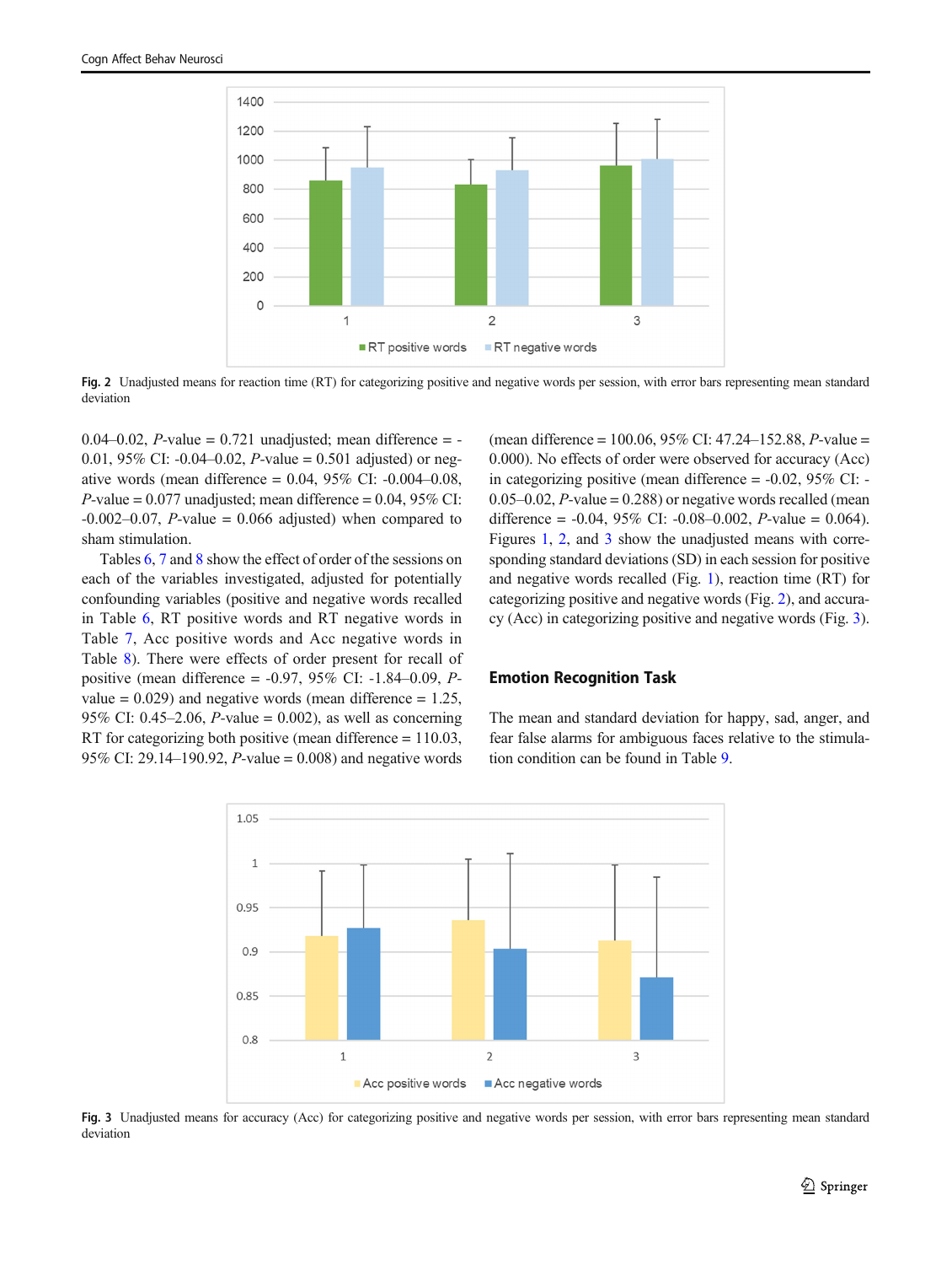Fig. 2 Unadjusted means for reaction time (RT) for categorizing positive and negative words per session, with error bars representing mean standard deviation

0.04–0.02, *P*-value = 0.721 unadjusted; mean difference = -0.01, 95% CI: -0.04–0.02, *P*-value = 0.501 adjusted) or negative words (mean difference = 0.04, 95% CI: -0.004–0.08, *P*-value = 0.077 unadjusted; mean difference = 0.04, 95% CI: -0.002–0.07, *P*-value = 0.066 adjusted) when compared to sham stimulation.

Tables 6, 7 and 8 show the effect of order of the sessions on each of the variables investigated, adjusted for potentially confounding variables (positive and negative words recalled in Table 6, RT positive words and RT negative words in Table 7, Acc positive words and Acc negative words in Table 8). There were effects of order present for recall of positive (mean difference = -0.97, 95% CI: -1.84–0.09, *P*-value = 0.029) and negative words (mean difference = 1.25, 95% CI: 0.45–2.06, *P*-value = 0.002), as well as concerning RT for categorizing both positive (mean difference = 110.03, 95% CI: 29.14–190.92, *P*-value = 0.008) and negative words (mean difference = 100.06, 95% CI: 47.24–152.88, *P*-value = 0.000). No effects of order were observed for accuracy (Acc) in categorizing positive (mean difference = -0.02, 95% CI: -0.05–0.02, *P*-value = 0.288) or negative words recalled (mean difference = -0.04, 95% CI: -0.08–0.002, *P*-value = 0.064). Figures 1, 2, and 3 show the unadjusted means with corresponding standard deviations (SD) in each session for positive and negative words recalled (Fig. 1), reaction time (RT) for categorizing positive and negative words (Fig. 2), and accuracy (Acc) in categorizing positive and negative words (Fig. 3).

## Emotion Recognition Task

The mean and standard deviation for happy, sad, anger, and fear false alarms for ambiguous faces relative to the stimulation condition can be found in Table 9.

Fig. 3 Unadjusted means for accuracy (Acc) for categorizing positive and negative words per session, with error bars representing mean standard deviation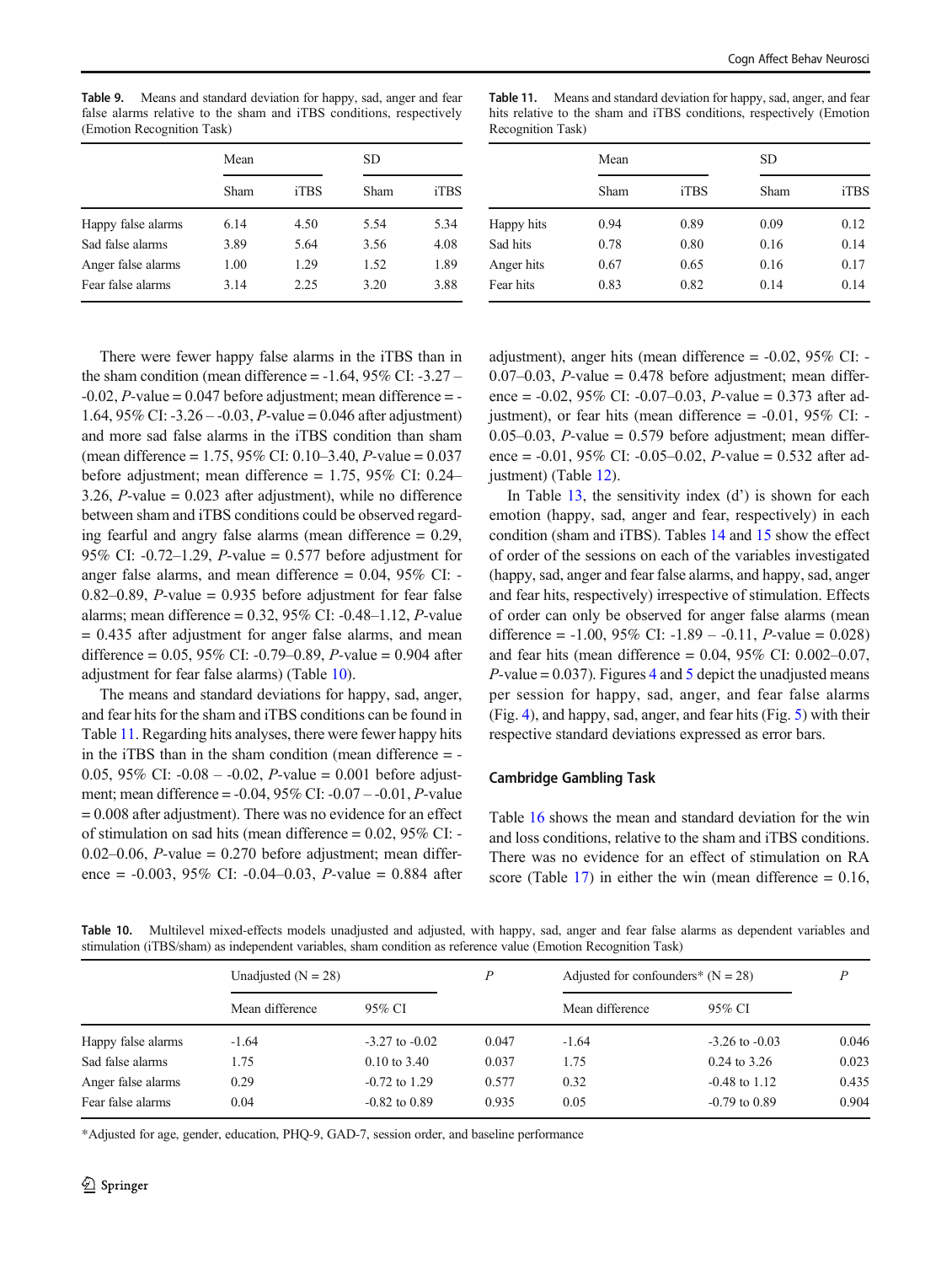**Table 9.** Means and standard deviation for happy, sad, anger and fear false alarms relative to the sham and iTBS conditions, respectively (Emotion Recognition Task)

| | Mean | | SD | |
|---|---|---|---|---|
| | Sham | iTBS | Sham | iTBS |
| Happy false alarms | 6.14 | 4.50 | 5.54 | 5.34 |
| Sad false alarms | 3.89 | 5.64 | 3.56 | 4.08 |
| Anger false alarms | 1.00 | 1.29 | 1.52 | 1.89 |
| Fear false alarms | 3.14 | 2.25 | 3.20 | 3.88 |

**Table 11.** Means and standard deviation for happy, sad, anger, and fear hits relative to the sham and iTBS conditions, respectively (Emotion Recognition Task)

| | Mean | | SD | |
|---|---|---|---|---|
| | Sham | iTBS | Sham | iTBS |
| Happy hits | 0.94 | 0.89 | 0.09 | 0.12 |
| Sad hits | 0.78 | 0.80 | 0.16 | 0.14 |
| Anger hits | 0.67 | 0.65 | 0.16 | 0.17 |
| Fear hits | 0.83 | 0.82 | 0.14 | 0.14 |

There were fewer happy false alarms in the iTBS than in the sham condition (mean difference = -1.64, 95% CI: -3.27 – -0.02, *P*-value = 0.047 before adjustment; mean difference = -1.64, 95% CI: -3.26 – -0.03, *P*-value = 0.046 after adjustment) and more sad false alarms in the iTBS condition than sham (mean difference = 1.75, 95% CI: 0.10–3.40, *P*-value = 0.037 before adjustment; mean difference = 1.75, 95% CI: 0.24–3.26, *P*-value = 0.023 after adjustment), while no difference between sham and iTBS conditions could be observed regarding fearful and angry false alarms (mean difference = 0.29, 95% CI: -0.72–1.29, *P*-value = 0.577 before adjustment for anger false alarms, and mean difference = 0.04, 95% CI: -0.82–0.89, *P*-value = 0.935 before adjustment for fear false alarms; mean difference = 0.32, 95% CI: -0.48–1.12, *P*-value = 0.435 after adjustment for anger false alarms, and mean difference = 0.05, 95% CI: -0.79–0.89, *P*-value = 0.904 after adjustment for fear false alarms) (Table 10).

The means and standard deviations for happy, sad, anger, and fear hits for the sham and iTBS conditions can be found in Table 11. Regarding hits analyses, there were fewer happy hits in the iTBS than in the sham condition (mean difference = -0.05, 95% CI: -0.08 – -0.02, *P*-value = 0.001 before adjustment; mean difference = -0.04, 95% CI: -0.07 – -0.01, *P*-value = 0.008 after adjustment). There was no evidence for an effect of stimulation on sad hits (mean difference = 0.02, 95% CI: -0.02–0.06, *P*-value = 0.270 before adjustment; mean difference = -0.003, 95% CI: -0.04–0.03, *P*-value = 0.884 after adjustment), anger hits (mean difference = -0.02, 95% CI: -0.07–0.03, *P*-value = 0.478 before adjustment; mean difference = -0.02, 95% CI: -0.07–0.03, *P*-value = 0.373 after adjustment), or fear hits (mean difference = -0.01, 95% CI: -0.05–0.03, *P*-value = 0.579 before adjustment; mean difference = -0.01, 95% CI: -0.05–0.02, *P*-value = 0.532 after adjustment) (Table 12).

In Table 13, the sensitivity index (d') is shown for each emotion (happy, sad, anger and fear, respectively) in each condition (sham and iTBS). Tables 14 and 15 show the effect of order of the sessions on each of the variables investigated (happy, sad, anger and fear false alarms, and happy, sad, anger and fear hits, respectively) irrespective of stimulation. Effects of order can only be observed for anger false alarms (mean difference = -1.00, 95% CI: -1.89 – -0.11, *P*-value = 0.028) and fear hits (mean difference = 0.04, 95% CI: 0.002–0.07, *P*-value = 0.037). Figures 4 and 5 depict the unadjusted means per session for happy, sad, anger, and fear false alarms (Fig. 4), and happy, sad, anger, and fear hits (Fig. 5) with their respective standard deviations expressed as error bars.

## Cambridge Gambling Task

Table 16 shows the mean and standard deviation for the win and loss conditions, relative to the sham and iTBS conditions. There was no evidence for an effect of stimulation on RA score (Table 17) in either the win (mean difference = 0.16,

**Table 10.** Multilevel mixed-effects models unadjusted and adjusted, with happy, sad, anger and fear false alarms as dependent variables and stimulation (iTBS/sham) as independent variables, sham condition as reference value (Emotion Recognition Task)

| | Unadjusted (N = 28) | | *P* | Adjusted for confounders* (N = 28) | | *P* |
|---|---|---|---|---|---|---|
| | Mean difference | 95% CI | | Mean difference | 95% CI | |
| Happy false alarms | -1.64 | -3.27 to -0.02 | 0.047 | -1.64 | -3.26 to -0.03 | 0.046 |
| Sad false alarms | 1.75 | 0.10 to 3.40 | 0.037 | 1.75 | 0.24 to 3.26 | 0.023 |
| Anger false alarms | 0.29 | -0.72 to 1.29 | 0.577 | 0.32 | -0.48 to 1.12 | 0.435 |
| Fear false alarms | 0.04 | -0.82 to 0.89 | 0.935 | 0.05 | -0.79 to 0.89 | 0.904 |

*Adjusted for age, gender, education, PHQ-9, GAD-7, session order, and baseline performance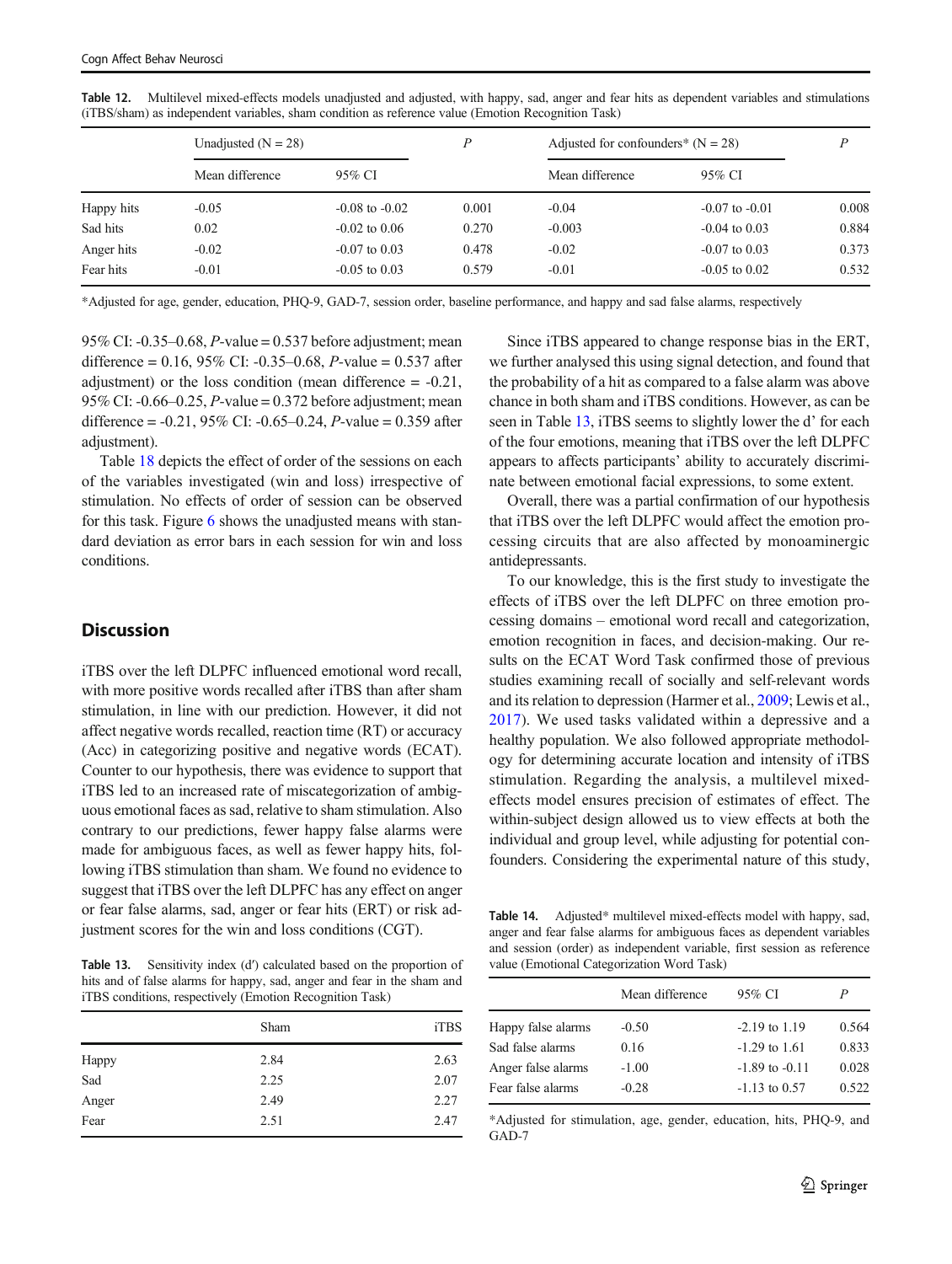**Table 12.** Multilevel mixed-effects models unadjusted and adjusted, with happy, sad, anger and fear hits as dependent variables and stimulations (iTBS/sham) as independent variables, sham condition as reference value (Emotion Recognition Task)

| | Unadjusted (N = 28) | | P | Adjusted for confounders* (N = 28) | | P |
|---|---|---|---|---|---|---|
| | Mean difference | 95% CI | | Mean difference | 95% CI | |
| Happy hits | -0.05 | -0.08 to -0.02 | 0.001 | -0.04 | -0.07 to -0.01 | 0.008 |
| Sad hits | 0.02 | -0.02 to 0.06 | 0.270 | -0.003 | -0.04 to 0.03 | 0.884 |
| Anger hits | -0.02 | -0.07 to 0.03 | 0.478 | -0.02 | -0.07 to 0.03 | 0.373 |
| Fear hits | -0.01 | -0.05 to 0.03 | 0.579 | -0.01 | -0.05 to 0.02 | 0.532 |

*Adjusted for age, gender, education, PHQ-9, GAD-7, session order, baseline performance, and happy and sad false alarms, respectively

95% CI: -0.35–0.68, P-value = 0.537 before adjustment; mean difference = 0.16, 95% CI: -0.35–0.68, P-value = 0.537 after adjustment) or the loss condition (mean difference = -0.21, 95% CI: -0.66–0.25, P-value = 0.372 before adjustment; mean difference = -0.21, 95% CI: -0.65–0.24, P-value = 0.359 after adjustment).

Table 18 depicts the effect of order of the sessions on each of the variables investigated (win and loss) irrespective of stimulation. No effects of order of session can be observed for this task. Figure 6 shows the unadjusted means with standard deviation as error bars in each session for win and loss conditions.

## Discussion

iTBS over the left DLPFC influenced emotional word recall, with more positive words recalled after iTBS than after sham stimulation, in line with our prediction. However, it did not affect negative words recalled, reaction time (RT) or accuracy (Acc) in categorizing positive and negative words (ECAT). Counter to our hypothesis, there was evidence to support that iTBS led to an increased rate of miscategorization of ambiguous emotional faces as sad, relative to sham stimulation. Also contrary to our predictions, fewer happy false alarms were made for ambiguous faces, as well as fewer happy hits, following iTBS stimulation than sham. We found no evidence to suggest that iTBS over the left DLPFC has any effect on anger or fear false alarms, sad, anger or fear hits (ERT) or risk adjustment scores for the win and loss conditions (CGT).

**Table 13.** Sensitivity index (d′) calculated based on the proportion of hits and of false alarms for happy, sad, anger and fear in the sham and iTBS conditions, respectively (Emotion Recognition Task)

| | Sham | iTBS |
|---|---|---|
| Happy | 2.84 | 2.63 |
| Sad | 2.25 | 2.07 |
| Anger | 2.49 | 2.27 |
| Fear | 2.51 | 2.47 |

Since iTBS appeared to change response bias in the ERT, we further analysed this using signal detection, and found that the probability of a hit as compared to a false alarm was above chance in both sham and iTBS conditions. However, as can be seen in Table 13, iTBS seems to slightly lower the d’ for each of the four emotions, meaning that iTBS over the left DLPFC appears to affects participants’ ability to accurately discriminate between emotional facial expressions, to some extent.

Overall, there was a partial confirmation of our hypothesis that iTBS over the left DLPFC would affect the emotion processing circuits that are also affected by monoaminergic antidepressants.

To our knowledge, this is the first study to investigate the effects of iTBS over the left DLPFC on three emotion processing domains – emotional word recall and categorization, emotion recognition in faces, and decision-making. Our results on the ECAT Word Task confirmed those of previous studies examining recall of socially and self-relevant words and its relation to depression (Harmer et al., 2009; Lewis et al., 2017). We used tasks validated within a depressive and a healthy population. We also followed appropriate methodology for determining accurate location and intensity of iTBS stimulation. Regarding the analysis, a multilevel mixed-effects model ensures precision of estimates of effect. The within-subject design allowed us to view effects at both the individual and group level, while adjusting for potential confounders. Considering the experimental nature of this study,

**Table 14.** Adjusted* multilevel mixed-effects model with happy, sad, anger and fear false alarms for ambiguous faces as dependent variables and session (order) as independent variable, first session as reference value (Emotional Categorization Word Task)

| | Mean difference | 95% CI | P |
|---|---|---|---|
| Happy false alarms | -0.50 | -2.19 to 1.19 | 0.564 |
| Sad false alarms | 0.16 | -1.29 to 1.61 | 0.833 |
| Anger false alarms | -1.00 | -1.89 to -0.11 | 0.028 |
| Fear false alarms | -0.28 | -1.13 to 0.57 | 0.522 |

*Adjusted for stimulation, age, gender, education, hits, PHQ-9, and GAD-7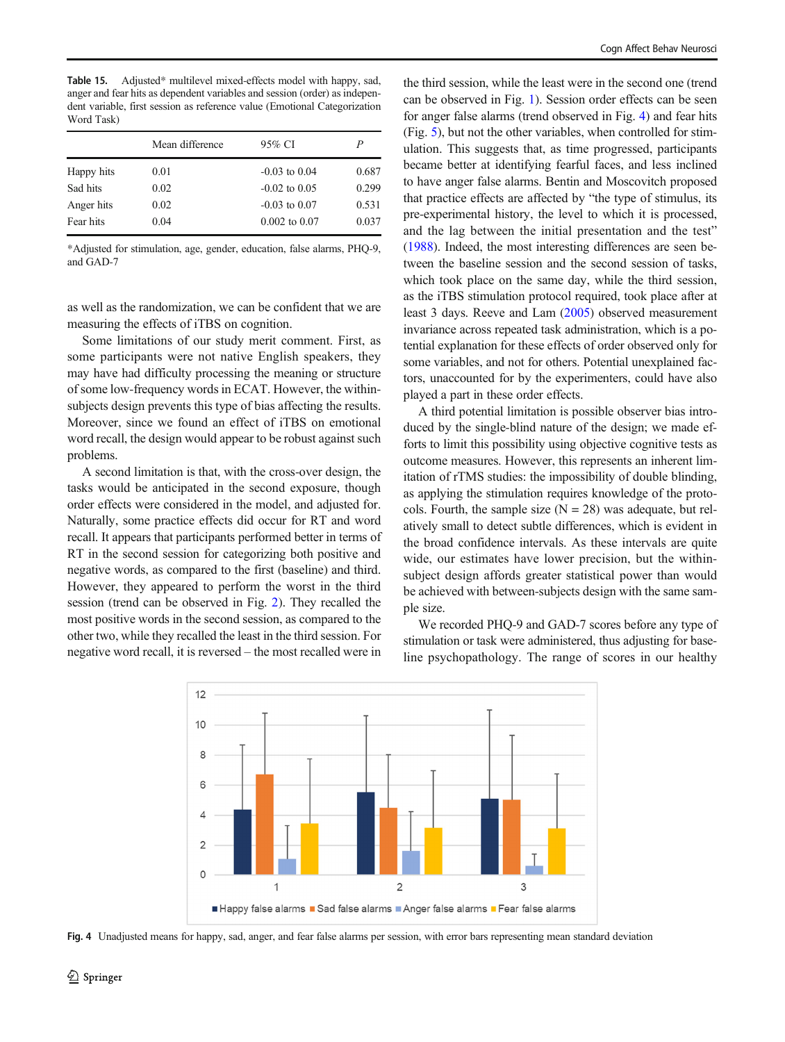**Table 15.** Adjusted* multilevel mixed-effects model with happy, sad, anger and fear hits as dependent variables and session (order) as independent variable, first session as reference value (Emotional Categorization Word Task)

| | Mean difference | 95% CI | *P* |
|---|---|---|---|
| Happy hits | 0.01 | -0.03 to 0.04 | 0.687 |
| Sad hits | 0.02 | -0.02 to 0.05 | 0.299 |
| Anger hits | 0.02 | -0.03 to 0.07 | 0.531 |
| Fear hits | 0.04 | 0.002 to 0.07 | 0.037 |

*Adjusted for stimulation, age, gender, education, false alarms, PHQ-9, and GAD-7

as well as the randomization, we can be confident that we are measuring the effects of iTBS on cognition.

Some limitations of our study merit comment. First, as some participants were not native English speakers, they may have had difficulty processing the meaning or structure of some low-frequency words in ECAT. However, the within-subjects design prevents this type of bias affecting the results. Moreover, since we found an effect of iTBS on emotional word recall, the design would appear to be robust against such problems.

A second limitation is that, with the cross-over design, the tasks would be anticipated in the second exposure, though order effects were considered in the model, and adjusted for. Naturally, some practice effects did occur for RT and word recall. It appears that participants performed better in terms of RT in the second session for categorizing both positive and negative words, as compared to the first (baseline) and third. However, they appeared to perform the worst in the third session (trend can be observed in Fig. 2). They recalled the most positive words in the second session, as compared to the other two, while they recalled the least in the third session. For negative word recall, it is reversed – the most recalled were in the third session, while the least were in the second one (trend can be observed in Fig. 1). Session order effects can be seen for anger false alarms (trend observed in Fig. 4) and fear hits (Fig. 5), but not the other variables, when controlled for stimulation. This suggests that, as time progressed, participants became better at identifying fearful faces, and less inclined to have anger false alarms. Bentin and Moscovitch proposed that practice effects are affected by "the type of stimulus, its pre-experimental history, the level to which it is processed, and the lag between the initial presentation and the test" (1988). Indeed, the most interesting differences are seen between the baseline session and the second session of tasks, which took place on the same day, while the third session, as the iTBS stimulation protocol required, took place after at least 3 days. Reeve and Lam (2005) observed measurement invariance across repeated task administration, which is a potential explanation for these effects of order observed only for some variables, and not for others. Potential unexplained factors, unaccounted for by the experimenters, could have also played a part in these order effects.

A third potential limitation is possible observer bias introduced by the single-blind nature of the design; we made efforts to limit this possibility using objective cognitive tests as outcome measures. However, this represents an inherent limitation of rTMS studies: the impossibility of double blinding, as applying the stimulation requires knowledge of the protocols. Fourth, the sample size (N = 28) was adequate, but relatively small to detect subtle differences, which is evident in the broad confidence intervals. As these intervals are quite wide, our estimates have lower precision, but the within-subject design affords greater statistical power than would be achieved with between-subjects design with the same sample size.

We recorded PHQ-9 and GAD-7 scores before any type of stimulation or task were administered, thus adjusting for baseline psychopathology. The range of scores in our healthy

**Fig. 4** Unadjusted means for happy, sad, anger, and fear false alarms per session, with error bars representing mean standard deviation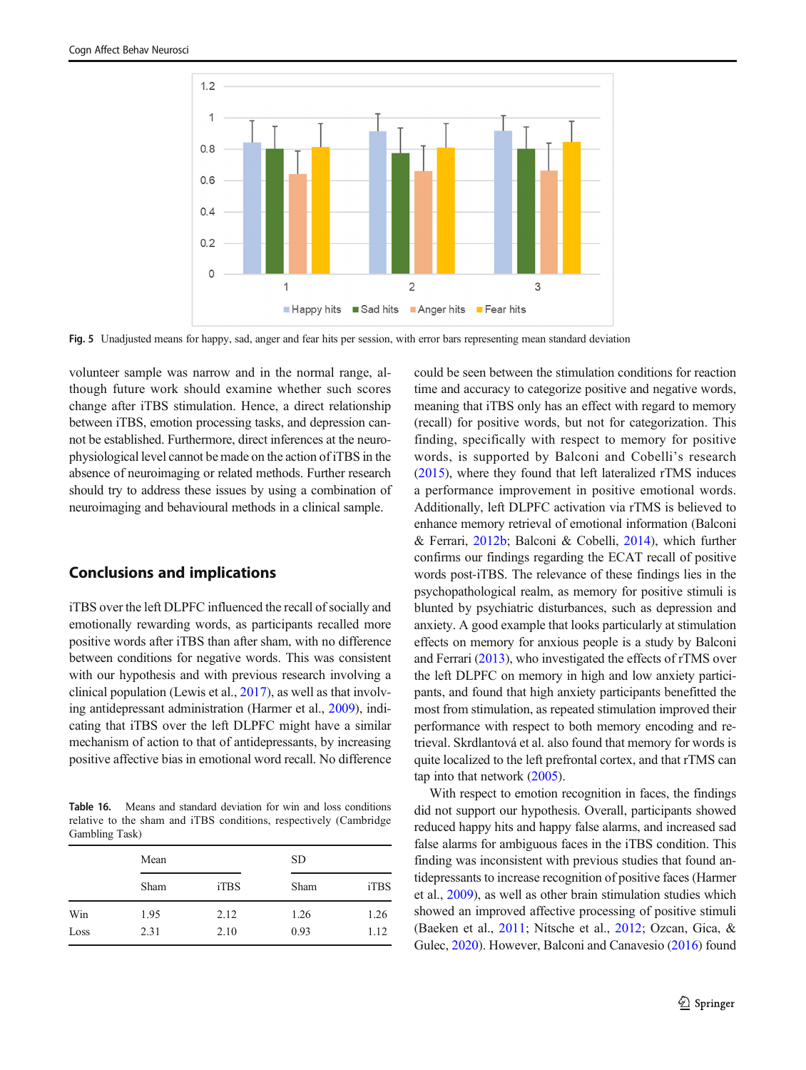Fig. 5 Unadjusted means for happy, sad, anger and fear hits per session, with error bars representing mean standard deviation

volunteer sample was narrow and in the normal range, although future work should examine whether such scores change after iTBS stimulation. Hence, a direct relationship between iTBS, emotion processing tasks, and depression cannot be established. Furthermore, direct inferences at the neurophysiological level cannot be made on the action of iTBS in the absence of neuroimaging or related methods. Further research should try to address these issues by using a combination of neuroimaging and behavioural methods in a clinical sample.

## Conclusions and implications

iTBS over the left DLPFC influenced the recall of socially and emotionally rewarding words, as participants recalled more positive words after iTBS than after sham, with no difference between conditions for negative words. This was consistent with our hypothesis and with previous research involving a clinical population (Lewis et al., 2017), as well as that involving antidepressant administration (Harmer et al., 2009), indicating that iTBS over the left DLPFC might have a similar mechanism of action to that of antidepressants, by increasing positive affective bias in emotional word recall. No difference could be seen between the stimulation conditions for reaction time and accuracy to categorize positive and negative words, meaning that iTBS only has an effect with regard to memory (recall) for positive words, but not for categorization. This finding, specifically with respect to memory for positive words, is supported by Balconi and Cobelli's research (2015), where they found that left lateralized rTMS induces a performance improvement in positive emotional words. Additionally, left DLPFC activation via rTMS is believed to enhance memory retrieval of emotional information (Balconi & Ferrari, 2012b; Balconi & Cobelli, 2014), which further confirms our findings regarding the ECAT recall of positive words post-iTBS. The relevance of these findings lies in the psychopathological realm, as memory for positive stimuli is blunted by psychiatric disturbances, such as depression and anxiety. A good example that looks particularly at stimulation effects on memory for anxious people is a study by Balconi and Ferrari (2013), who investigated the effects of rTMS over the left DLPFC on memory in high and low anxiety participants, and found that high anxiety participants benefitted the most from stimulation, as repeated stimulation improved their performance with respect to both memory encoding and retrieval. Skrdlantová et al. also found that memory for words is quite localized to the left prefrontal cortex, and that rTMS can tap into that network (2005).

With respect to emotion recognition in faces, the findings did not support our hypothesis. Overall, participants showed reduced happy hits and happy false alarms, and increased sad false alarms for ambiguous faces in the iTBS condition. This finding was inconsistent with previous studies that found antidepressants to increase recognition of positive faces (Harmer et al., 2009), as well as other brain stimulation studies which showed an improved affective processing of positive stimuli (Baeken et al., 2011; Nitsche et al., 2012; Ozcan, Gica, & Gulec, 2020). However, Balconi and Canavesio (2016) found

**Table 16.** Means and standard deviation for win and loss conditions relative to the sham and iTBS conditions, respectively (Cambridge Gambling Task)

| | Mean | | SD | |
|---|---|---|---|---|
| | Sham | iTBS | Sham | iTBS |
| Win | 1.95 | 2.12 | 1.26 | 1.26 |
| Loss | 2.31 | 2.10 | 0.93 | 1.12 |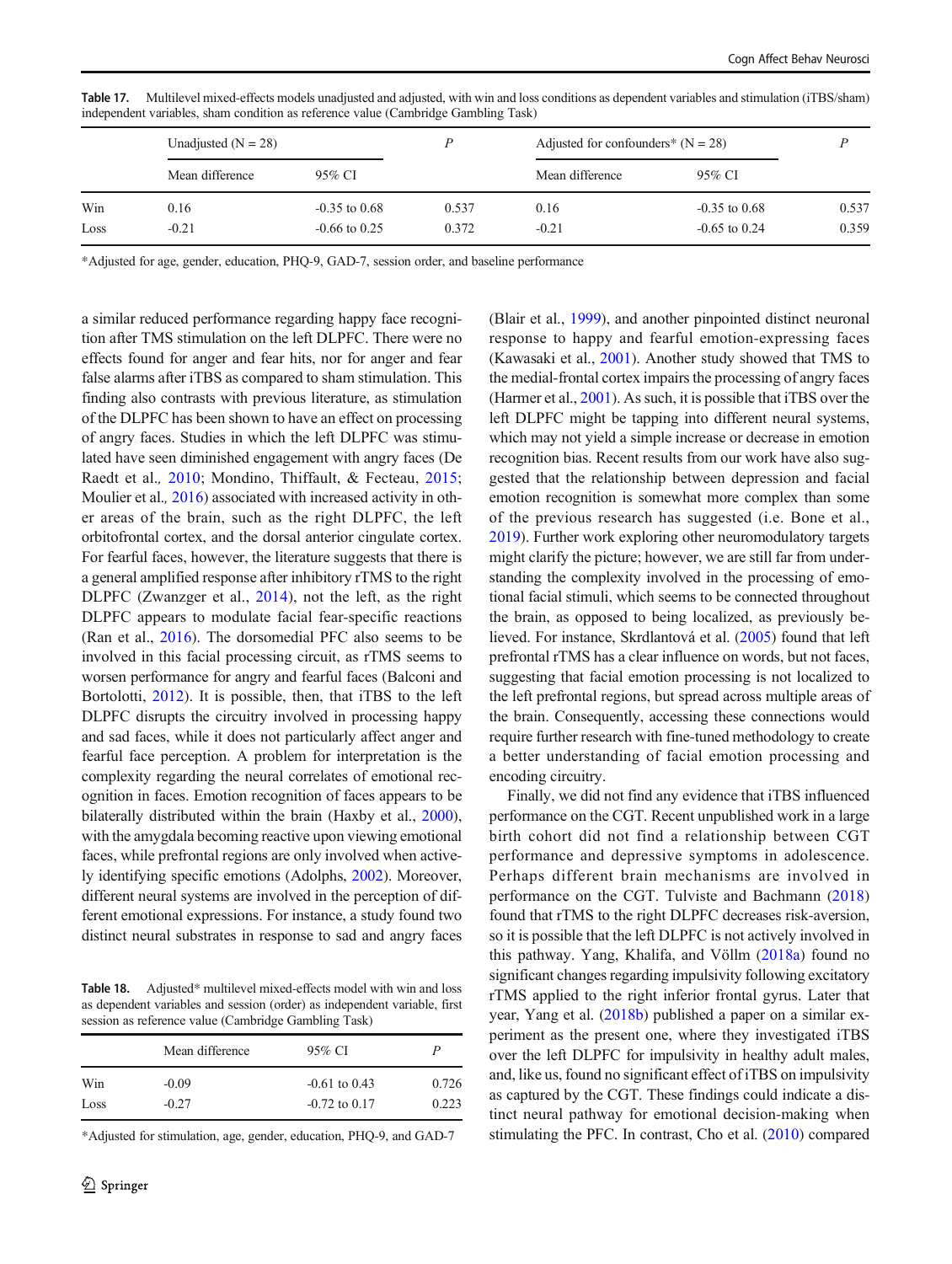**Table 17.** Multilevel mixed-effects models unadjusted and adjusted, with win and loss conditions as dependent variables and stimulation (iTBS/sham) independent variables, sham condition as reference value (Cambridge Gambling Task)

| | Unadjusted (N = 28) | | P | Adjusted for confounders* (N = 28) | | P |
|---|---|---|---|---|---|---|
| | Mean difference | 95% CI | | Mean difference | 95% CI | |
| Win | 0.16 | -0.35 to 0.68 | 0.537 | 0.16 | -0.35 to 0.68 | 0.537 |
| Loss | -0.21 | -0.66 to 0.25 | 0.372 | -0.21 | -0.65 to 0.24 | 0.359 |

*Adjusted for age, gender, education, PHQ-9, GAD-7, session order, and baseline performance

a similar reduced performance regarding happy face recognition after TMS stimulation on the left DLPFC. There were no effects found for anger and fear hits, nor for anger and fear false alarms after iTBS as compared to sham stimulation. This finding also contrasts with previous literature, as stimulation of the DLPFC has been shown to have an effect on processing of angry faces. Studies in which the left DLPFC was stimulated have seen diminished engagement with angry faces (De Raedt et al., 2010; Mondino, Thiffault, & Fecteau, 2015; Moulier et al., 2016) associated with increased activity in other areas of the brain, such as the right DLPFC, the left orbitofrontal cortex, and the dorsal anterior cingulate cortex. For fearful faces, however, the literature suggests that there is a general amplified response after inhibitory rTMS to the right DLPFC (Zwanzger et al., 2014), not the left, as the right DLPFC appears to modulate facial fear-specific reactions (Ran et al., 2016). The dorsomedial PFC also seems to be involved in this facial processing circuit, as rTMS seems to worsen performance for angry and fearful faces (Balconi and Bortolotti, 2012). It is possible, then, that iTBS to the left DLPFC disrupts the circuitry involved in processing happy and sad faces, while it does not particularly affect anger and fearful face perception. A problem for interpretation is the complexity regarding the neural correlates of emotional recognition in faces. Emotion recognition of faces appears to be bilaterally distributed within the brain (Haxby et al., 2000), with the amygdala becoming reactive upon viewing emotional faces, while prefrontal regions are only involved when actively identifying specific emotions (Adolphs, 2002). Moreover, different neural systems are involved in the perception of different emotional expressions. For instance, a study found two distinct neural substrates in response to sad and angry faces (Blair et al., 1999), and another pinpointed distinct neuronal response to happy and fearful emotion-expressing faces (Kawasaki et al., 2001). Another study showed that TMS to the medial-frontal cortex impairs the processing of angry faces (Harmer et al., 2001). As such, it is possible that iTBS over the left DLPFC might be tapping into different neural systems, which may not yield a simple increase or decrease in emotion recognition bias. Recent results from our work have also suggested that the relationship between depression and facial emotion recognition is somewhat more complex than some of the previous research has suggested (i.e. Bone et al., 2019). Further work exploring other neuromodulatory targets might clarify the picture; however, we are still far from understanding the complexity involved in the processing of emotional facial stimuli, which seems to be connected throughout the brain, as opposed to being localized, as previously believed. For instance, Skrdlantová et al. (2005) found that left prefrontal rTMS has a clear influence on words, but not faces, suggesting that facial emotion processing is not localized to the left prefrontal regions, but spread across multiple areas of the brain. Consequently, accessing these connections would require further research with fine-tuned methodology to create a better understanding of facial emotion processing and encoding circuitry.

**Table 18.** Adjusted* multilevel mixed-effects model with win and loss as dependent variables and session (order) as independent variable, first session as reference value (Cambridge Gambling Task)

| | Mean difference | 95% CI | P |
|---|---|---|---|
| Win | -0.09 | -0.61 to 0.43 | 0.726 |
| Loss | -0.27 | -0.72 to 0.17 | 0.223 |

*Adjusted for stimulation, age, gender, education, PHQ-9, and GAD-7

Finally, we did not find any evidence that iTBS influenced performance on the CGT. Recent unpublished work in a large birth cohort did not find a relationship between CGT performance and depressive symptoms in adolescence. Perhaps different brain mechanisms are involved in performance on the CGT. Tulviste and Bachmann (2018) found that rTMS to the right DLPFC decreases risk-aversion, so it is possible that the left DLPFC is not actively involved in this pathway. Yang, Khalifa, and Völlm (2018a) found no significant changes regarding impulsivity following excitatory rTMS applied to the right inferior frontal gyrus. Later that year, Yang et al. (2018b) published a paper on a similar experiment as the present one, where they investigated iTBS over the left DLPFC for impulsivity in healthy adult males, and, like us, found no significant effect of iTBS on impulsivity as captured by the CGT. These findings could indicate a distinct neural pathway for emotional decision-making when stimulating the PFC. In contrast, Cho et al. (2010) compared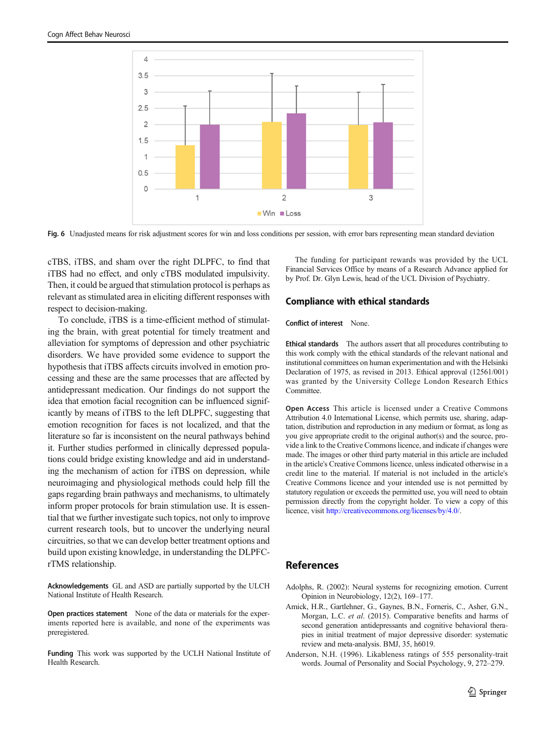Fig. 6 Unadjusted means for risk adjustment scores for win and loss conditions per session, with error bars representing mean standard deviation

cTBS, iTBS, and sham over the right DLPFC, to find that iTBS had no effect, and only cTBS modulated impulsivity. Then, it could be argued that stimulation protocol is perhaps as relevant as stimulated area in eliciting different responses with respect to decision-making.

To conclude, iTBS is a time-efficient method of stimulating the brain, with great potential for timely treatment and alleviation for symptoms of depression and other psychiatric disorders. We have provided some evidence to support the hypothesis that iTBS affects circuits involved in emotion processing and these are the same processes that are affected by antidepressant medication. Our findings do not support the idea that emotion facial recognition can be influenced significantly by means of iTBS to the left DLPFC, suggesting that emotion recognition for faces is not localized, and that the literature so far is inconsistent on the neural pathways behind it. Further studies performed in clinically depressed populations could bridge existing knowledge and aid in understanding the mechanism of action for iTBS on depression, while neuroimaging and physiological methods could help fill the gaps regarding brain pathways and mechanisms, to ultimately inform proper protocols for brain stimulation use. It is essential that we further investigate such topics, not only to improve current research tools, but to uncover the underlying neural circuitries, so that we can develop better treatment options and build upon existing knowledge, in understanding the DLPFC-rTMS relationship.

**Acknowledgements** GL and ASD are partially supported by the ULCH National Institute of Health Research.

**Open practices statement** None of the data or materials for the experiments reported here is available, and none of the experiments was preregistered.

**Funding** This work was supported by the UCLH National Institute of Health Research.

The funding for participant rewards was provided by the UCL Financial Services Office by means of a Research Advance applied for by Prof. Dr. Glyn Lewis, head of the UCL Division of Psychiatry.

## Compliance with ethical standards

**Conflict of interest** None.

**Ethical standards** The authors assert that all procedures contributing to this work comply with the ethical standards of the relevant national and institutional committees on human experimentation and with the Helsinki Declaration of 1975, as revised in 2013. Ethical approval (12561/001) was granted by the University College London Research Ethics Committee.

**Open Access** This article is licensed under a Creative Commons Attribution 4.0 International License, which permits use, sharing, adaptation, distribution and reproduction in any medium or format, as long as you give appropriate credit to the original author(s) and the source, provide a link to the Creative Commons licence, and indicate if changes were made. The images or other third party material in this article are included in the article's Creative Commons licence, unless indicated otherwise in a credit line to the material. If material is not included in the article's Creative Commons licence and your intended use is not permitted by statutory regulation or exceeds the permitted use, you will need to obtain permission directly from the copyright holder. To view a copy of this licence, visit http://creativecommons.org/licenses/by/4.0/.

## References

Adolphs, R. (2002): Neural systems for recognizing emotion. Current Opinion in Neurobiology, 12(2), 169–177.

Amick, H.R., Gartlehner, G., Gaynes, B.N., Forneris, C., Asher, G.N., Morgan, L.C. *et al*. (2015). Comparative benefits and harms of second generation antidepressants and cognitive behavioral therapies in initial treatment of major depressive disorder: systematic review and meta-analysis. BMJ, 35, h6019.

Anderson, N.H. (1996). Likableness ratings of 555 personality-trait words. Journal of Personality and Social Psychology, 9, 272–279.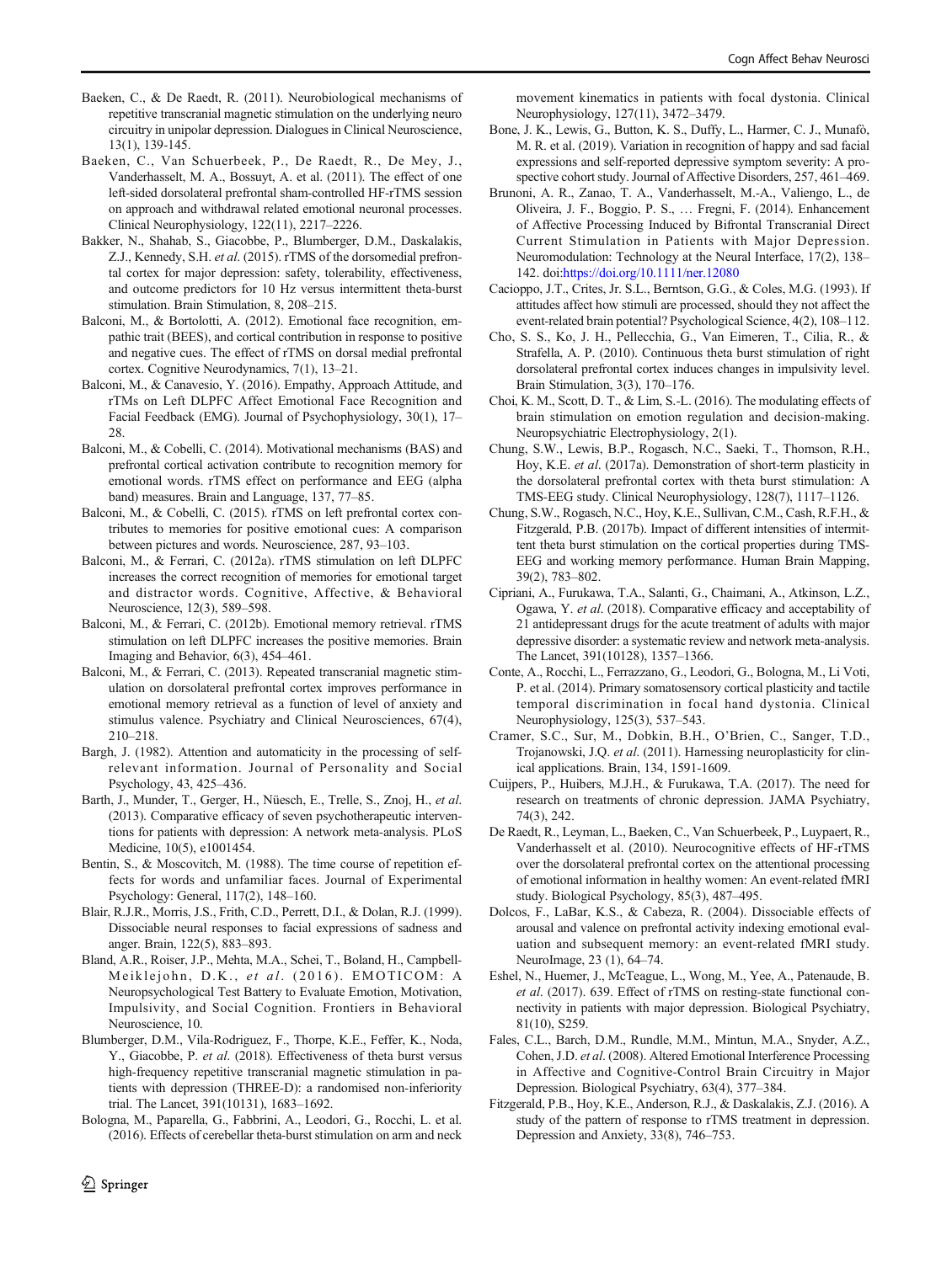Baeken, C., & De Raedt, R. (2011). Neurobiological mechanisms of repetitive transcranial magnetic stimulation on the underlying neuro circuitry in unipolar depression. Dialogues in Clinical Neuroscience, 13(1), 139-145.

Baeken, C., Van Schuerbeek, P., De Raedt, R., De Mey, J., Vanderhasselt, M. A., Bossuyt, A. et al. (2011). The effect of one left-sided dorsolateral prefrontal sham-controlled HF-rTMS session on approach and withdrawal related emotional neuronal processes. Clinical Neurophysiology, 122(11), 2217–2226.

Bakker, N., Shahab, S., Giacobbe, P., Blumberger, D.M., Daskalakis, Z.J., Kennedy, S.H. *et al*. (2015). rTMS of the dorsomedial prefrontal cortex for major depression: safety, tolerability, effectiveness, and outcome predictors for 10 Hz versus intermittent theta-burst stimulation. Brain Stimulation, 8, 208–215.

Balconi, M., & Bortolotti, A. (2012). Emotional face recognition, empathic trait (BEES), and cortical contribution in response to positive and negative cues. The effect of rTMS on dorsal medial prefrontal cortex. Cognitive Neurodynamics, 7(1), 13–21.

Balconi, M., & Canavesio, Y. (2016). Empathy, Approach Attitude, and rTMs on Left DLPFC Affect Emotional Face Recognition and Facial Feedback (EMG). Journal of Psychophysiology, 30(1), 17–28.

Balconi, M., & Cobelli, C. (2014). Motivational mechanisms (BAS) and prefrontal cortical activation contribute to recognition memory for emotional words. rTMS effect on performance and EEG (alpha band) measures. Brain and Language, 137, 77–85.

Balconi, M., & Cobelli, C. (2015). rTMS on left prefrontal cortex contributes to memories for positive emotional cues: A comparison between pictures and words. Neuroscience, 287, 93–103.

Balconi, M., & Ferrari, C. (2012a). rTMS stimulation on left DLPFC increases the correct recognition of memories for emotional target and distractor words. Cognitive, Affective, & Behavioral Neuroscience, 12(3), 589–598.

Balconi, M., & Ferrari, C. (2012b). Emotional memory retrieval. rTMS stimulation on left DLPFC increases the positive memories. Brain Imaging and Behavior, 6(3), 454–461.

Balconi, M., & Ferrari, C. (2013). Repeated transcranial magnetic stimulation on dorsolateral prefrontal cortex improves performance in emotional memory retrieval as a function of level of anxiety and stimulus valence. Psychiatry and Clinical Neurosciences, 67(4), 210–218.

Bargh, J. (1982). Attention and automaticity in the processing of self-relevant information. Journal of Personality and Social Psychology, 43, 425–436.

Barth, J., Munder, T., Gerger, H., Nüesch, E., Trelle, S., Znoj, H., *et al*. (2013). Comparative efficacy of seven psychotherapeutic interventions for patients with depression: A network meta-analysis. PLoS Medicine, 10(5), e1001454.

Bentin, S., & Moscovitch, M. (1988). The time course of repetition effects for words and unfamiliar faces. Journal of Experimental Psychology: General, 117(2), 148–160.

Blair, R.J.R., Morris, J.S., Frith, C.D., Perrett, D.I., & Dolan, R.J. (1999). Dissociable neural responses to facial expressions of sadness and anger. Brain, 122(5), 883–893.

Bland, A.R., Roiser, J.P., Mehta, M.A., Schei, T., Boland, H., Campbell-Meiklejohn, D.K., *et al*. (2016). EMOTICOM: A Neuropsychological Test Battery to Evaluate Emotion, Motivation, Impulsivity, and Social Cognition. Frontiers in Behavioral Neuroscience, 10.

Blumberger, D.M., Vila-Rodriguez, F., Thorpe, K.E., Feffer, K., Noda, Y., Giacobbe, P. *et al*. (2018). Effectiveness of theta burst versus high-frequency repetitive transcranial magnetic stimulation in patients with depression (THREE-D): a randomised non-inferiority trial. The Lancet, 391(10131), 1683–1692.

Bologna, M., Paparella, G., Fabbrini, A., Leodori, G., Rocchi, L. et al. (2016). Effects of cerebellar theta-burst stimulation on arm and neck movement kinematics in patients with focal dystonia. Clinical Neurophysiology, 127(11), 3472–3479.

Bone, J. K., Lewis, G., Button, K. S., Duffy, L., Harmer, C. J., Munafò, M. R. et al. (2019). Variation in recognition of happy and sad facial expressions and self-reported depressive symptom severity: A prospective cohort study. Journal of Affective Disorders, 257, 461–469.

Brunoni, A. R., Zanao, T. A., Vanderhasselt, M.-A., Valiengo, L., de Oliveira, J. F., Boggio, P. S., … Fregni, F. (2014). Enhancement of Affective Processing Induced by Bifrontal Transcranial Direct Current Stimulation in Patients with Major Depression. Neuromodulation: Technology at the Neural Interface, 17(2), 138–142. doi:https://doi.org/10.1111/ner.12080

Cacioppo, J.T., Crites, Jr. S.L., Berntson, G.G., & Coles, M.G. (1993). If attitudes affect how stimuli are processed, should they not affect the event-related brain potential? Psychological Science, 4(2), 108–112.

Cho, S. S., Ko, J. H., Pellecchia, G., Van Eimeren, T., Cilia, R., & Strafella, A. P. (2010). Continuous theta burst stimulation of right dorsolateral prefrontal cortex induces changes in impulsivity level. Brain Stimulation, 3(3), 170–176.

Choi, K. M., Scott, D. T., & Lim, S.-L. (2016). The modulating effects of brain stimulation on emotion regulation and decision-making. Neuropsychiatric Electrophysiology, 2(1).

Chung, S.W., Lewis, B.P., Rogasch, N.C., Saeki, T., Thomson, R.H., Hoy, K.E. *et al*. (2017a). Demonstration of short-term plasticity in the dorsolateral prefrontal cortex with theta burst stimulation: A TMS-EEG study. Clinical Neurophysiology, 128(7), 1117–1126.

Chung, S.W., Rogasch, N.C., Hoy, K.E., Sullivan, C.M., Cash, R.F.H., & Fitzgerald, P.B. (2017b). Impact of different intensities of intermittent theta burst stimulation on the cortical properties during TMS-EEG and working memory performance. Human Brain Mapping, 39(2), 783–802.

Cipriani, A., Furukawa, T.A., Salanti, G., Chaimani, A., Atkinson, L.Z., Ogawa, Y. *et al*. (2018). Comparative efficacy and acceptability of 21 antidepressant drugs for the acute treatment of adults with major depressive disorder: a systematic review and network meta-analysis. The Lancet, 391(10128), 1357–1366.

Conte, A., Rocchi, L., Ferrazzano, G., Leodori, G., Bologna, M., Li Voti, P. et al. (2014). Primary somatosensory cortical plasticity and tactile temporal discrimination in focal hand dystonia. Clinical Neurophysiology, 125(3), 537–543.

Cramer, S.C., Sur, M., Dobkin, B.H., O'Brien, C., Sanger, T.D., Trojanowski, J.Q. *et al*. (2011). Harnessing neuroplasticity for clinical applications. Brain, 134, 1591-1609.

Cuijpers, P., Huibers, M.J.H., & Furukawa, T.A. (2017). The need for research on treatments of chronic depression. JAMA Psychiatry, 74(3), 242.

De Raedt, R., Leyman, L., Baeken, C., Van Schuerbeek, P., Luypaert, R., Vanderhasselt et al. (2010). Neurocognitive effects of HF-rTMS over the dorsolateral prefrontal cortex on the attentional processing of emotional information in healthy women: An event-related fMRI study. Biological Psychology, 85(3), 487–495.

Dolcos, F., LaBar, K.S., & Cabeza, R. (2004). Dissociable effects of arousal and valence on prefrontal activity indexing emotional evaluation and subsequent memory: an event-related fMRI study. NeuroImage, 23 (1), 64–74.

Eshel, N., Huemer, J., McTeague, L., Wong, M., Yee, A., Patenaude, B. *et al*. (2017). 639. Effect of rTMS on resting-state functional connectivity in patients with major depression. Biological Psychiatry, 81(10), S259.

Fales, C.L., Barch, D.M., Rundle, M.M., Mintun, M.A., Snyder, A.Z., Cohen, J.D. *et al*. (2008). Altered Emotional Interference Processing in Affective and Cognitive-Control Brain Circuitry in Major Depression. Biological Psychiatry, 63(4), 377–384.

Fitzgerald, P.B., Hoy, K.E., Anderson, R.J., & Daskalakis, Z.J. (2016). A study of the pattern of response to rTMS treatment in depression. Depression and Anxiety, 33(8), 746–753.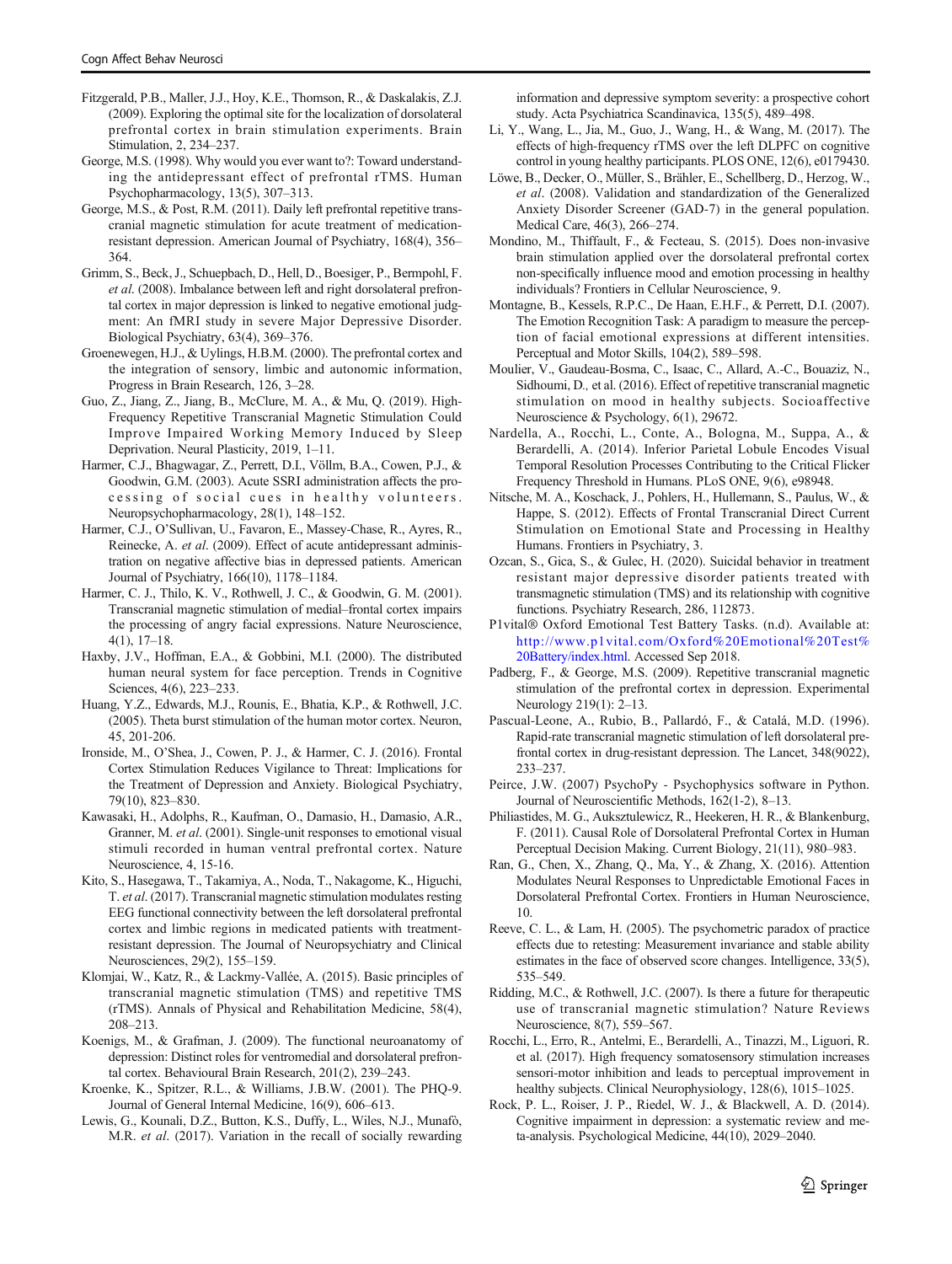Fitzgerald, P.B., Maller, J.J., Hoy, K.E., Thomson, R., & Daskalakis, Z.J. (2009). Exploring the optimal site for the localization of dorsolateral prefrontal cortex in brain stimulation experiments. Brain Stimulation, 2, 234–237.

George, M.S. (1998). Why would you ever want to?: Toward understanding the antidepressant effect of prefrontal rTMS. Human Psychopharmacology, 13(5), 307–313.

George, M.S., & Post, R.M. (2011). Daily left prefrontal repetitive transcranial magnetic stimulation for acute treatment of medication-resistant depression. American Journal of Psychiatry, 168(4), 356–364.

Grimm, S., Beck, J., Schuepbach, D., Hell, D., Boesiger, P., Bermpohl, F. *et al.* (2008). Imbalance between left and right dorsolateral prefrontal cortex in major depression is linked to negative emotional judgment: An fMRI study in severe Major Depressive Disorder. Biological Psychiatry, 63(4), 369–376.

Groenewegen, H.J., & Uylings, H.B.M. (2000). The prefrontal cortex and the integration of sensory, limbic and autonomic information, Progress in Brain Research, 126, 3–28.

Guo, Z., Jiang, Z., Jiang, B., McClure, M. A., & Mu, Q. (2019). High-Frequency Repetitive Transcranial Magnetic Stimulation Could Improve Impaired Working Memory Induced by Sleep Deprivation. Neural Plasticity, 2019, 1–11.

Harmer, C.J., Bhagwagar, Z., Perrett, D.I., Völlm, B.A., Cowen, P.J., & Goodwin, G.M. (2003). Acute SSRI administration affects the processing of social cues in healthy volunteers. Neuropsychopharmacology, 28(1), 148–152.

Harmer, C.J., O'Sullivan, U., Favaron, E., Massey-Chase, R., Ayres, R., Reinecke, A. *et al.* (2009). Effect of acute antidepressant administration on negative affective bias in depressed patients. American Journal of Psychiatry, 166(10), 1178–1184.

Harmer, C. J., Thilo, K. V., Rothwell, J. C., & Goodwin, G. M. (2001). Transcranial magnetic stimulation of medial–frontal cortex impairs the processing of angry facial expressions. Nature Neuroscience, 4(1), 17–18.

Haxby, J.V., Hoffman, E.A., & Gobbini, M.I. (2000). The distributed human neural system for face perception. Trends in Cognitive Sciences, 4(6), 223–233.

Huang, Y.Z., Edwards, M.J., Rounis, E., Bhatia, K.P., & Rothwell, J.C. (2005). Theta burst stimulation of the human motor cortex. Neuron, 45, 201-206.

Ironside, M., O'Shea, J., Cowen, P. J., & Harmer, C. J. (2016). Frontal Cortex Stimulation Reduces Vigilance to Threat: Implications for the Treatment of Depression and Anxiety. Biological Psychiatry, 79(10), 823–830.

Kawasaki, H., Adolphs, R., Kaufman, O., Damasio, H., Damasio, A.R., Granner, M. *et al.* (2001). Single-unit responses to emotional visual stimuli recorded in human ventral prefrontal cortex. Nature Neuroscience, 4, 15-16.

Kito, S., Hasegawa, T., Takamiya, A., Noda, T., Nakagome, K., Higuchi, T. *et al.* (2017). Transcranial magnetic stimulation modulates resting EEG functional connectivity between the left dorsolateral prefrontal cortex and limbic regions in medicated patients with treatment-resistant depression. The Journal of Neuropsychiatry and Clinical Neurosciences, 29(2), 155–159.

Klomjai, W., Katz, R., & Lackmy-Vallée, A. (2015). Basic principles of transcranial magnetic stimulation (TMS) and repetitive TMS (rTMS). Annals of Physical and Rehabilitation Medicine, 58(4), 208–213.

Koenigs, M., & Grafman, J. (2009). The functional neuroanatomy of depression: Distinct roles for ventromedial and dorsolateral prefrontal cortex. Behavioural Brain Research, 201(2), 239–243.

Kroenke, K., Spitzer, R.L., & Williams, J.B.W. (2001). The PHQ-9. Journal of General Internal Medicine, 16(9), 606–613.

Lewis, G., Kounali, D.Z., Button, K.S., Duffy, L., Wiles, N.J., Munafò, M.R. *et al.* (2017). Variation in the recall of socially rewarding information and depressive symptom severity: a prospective cohort study. Acta Psychiatrica Scandinavica, 135(5), 489–498.

Li, Y., Wang, L., Jia, M., Guo, J., Wang, H., & Wang, M. (2017). The effects of high-frequency rTMS over the left DLPFC on cognitive control in young healthy participants. PLOS ONE, 12(6), e0179430.

Löwe, B., Decker, O., Müller, S., Brähler, E., Schellberg, D., Herzog, W., *et al*. (2008). Validation and standardization of the Generalized Anxiety Disorder Screener (GAD-7) in the general population. Medical Care, 46(3), 266–274.

Mondino, M., Thiffault, F., & Fecteau, S. (2015). Does non-invasive brain stimulation applied over the dorsolateral prefrontal cortex non-specifically influence mood and emotion processing in healthy individuals? Frontiers in Cellular Neuroscience, 9.

Montagne, B., Kessels, R.P.C., De Haan, E.H.F., & Perrett, D.I. (2007). The Emotion Recognition Task: A paradigm to measure the perception of facial emotional expressions at different intensities. Perceptual and Motor Skills, 104(2), 589–598.

Moulier, V., Gaudeau-Bosma, C., Isaac, C., Allard, A.-C., Bouaziz, N., Sidhoumi, D., et al. (2016). Effect of repetitive transcranial magnetic stimulation on mood in healthy subjects. Socioaffective Neuroscience & Psychology, 6(1), 29672.

Nardella, A., Rocchi, L., Conte, A., Bologna, M., Suppa, A., & Berardelli, A. (2014). Inferior Parietal Lobule Encodes Visual Temporal Resolution Processes Contributing to the Critical Flicker Frequency Threshold in Humans. PLoS ONE, 9(6), e98948.

Nitsche, M. A., Koschack, J., Pohlers, H., Hullemann, S., Paulus, W., & Happe, S. (2012). Effects of Frontal Transcranial Direct Current Stimulation on Emotional State and Processing in Healthy Humans. Frontiers in Psychiatry, 3.

Ozcan, S., Gica, S., & Gulec, H. (2020). Suicidal behavior in treatment resistant major depressive disorder patients treated with transmagnetic stimulation (TMS) and its relationship with cognitive functions. Psychiatry Research, 286, 112873.

P1vital® Oxford Emotional Test Battery Tasks. (n.d). Available at: http://www.p1vital.com/Oxford%20Emotional%20Test%20Battery/index.html. Accessed Sep 2018.

Padberg, F., & George, M.S. (2009). Repetitive transcranial magnetic stimulation of the prefrontal cortex in depression. Experimental Neurology 219(1): 2–13.

Pascual-Leone, A., Rubio, B., Pallardó, F., & Catalá, M.D. (1996). Rapid-rate transcranial magnetic stimulation of left dorsolateral prefrontal cortex in drug-resistant depression. The Lancet, 348(9022), 233–237.

Peirce, J.W. (2007) PsychoPy - Psychophysics software in Python. Journal of Neuroscientific Methods, 162(1-2), 8–13.

Philiastides, M. G., Auksztulewicz, R., Heekeren, H. R., & Blankenburg, F. (2011). Causal Role of Dorsolateral Prefrontal Cortex in Human Perceptual Decision Making. Current Biology, 21(11), 980–983.

Ran, G., Chen, X., Zhang, Q., Ma, Y., & Zhang, X. (2016). Attention Modulates Neural Responses to Unpredictable Emotional Faces in Dorsolateral Prefrontal Cortex. Frontiers in Human Neuroscience, 10.

Reeve, C. L., & Lam, H. (2005). The psychometric paradox of practice effects due to retesting: Measurement invariance and stable ability estimates in the face of observed score changes. Intelligence, 33(5), 535–549.

Ridding, M.C., & Rothwell, J.C. (2007). Is there a future for therapeutic use of transcranial magnetic stimulation? Nature Reviews Neuroscience, 8(7), 559–567.

Rocchi, L., Erro, R., Antelmi, E., Berardelli, A., Tinazzi, M., Liguori, R. et al. (2017). High frequency somatosensory stimulation increases sensori-motor inhibition and leads to perceptual improvement in healthy subjects. Clinical Neurophysiology, 128(6), 1015–1025.

Rock, P. L., Roiser, J. P., Riedel, W. J., & Blackwell, A. D. (2014). Cognitive impairment in depression: a systematic review and meta-analysis. Psychological Medicine, 44(10), 2029–2040.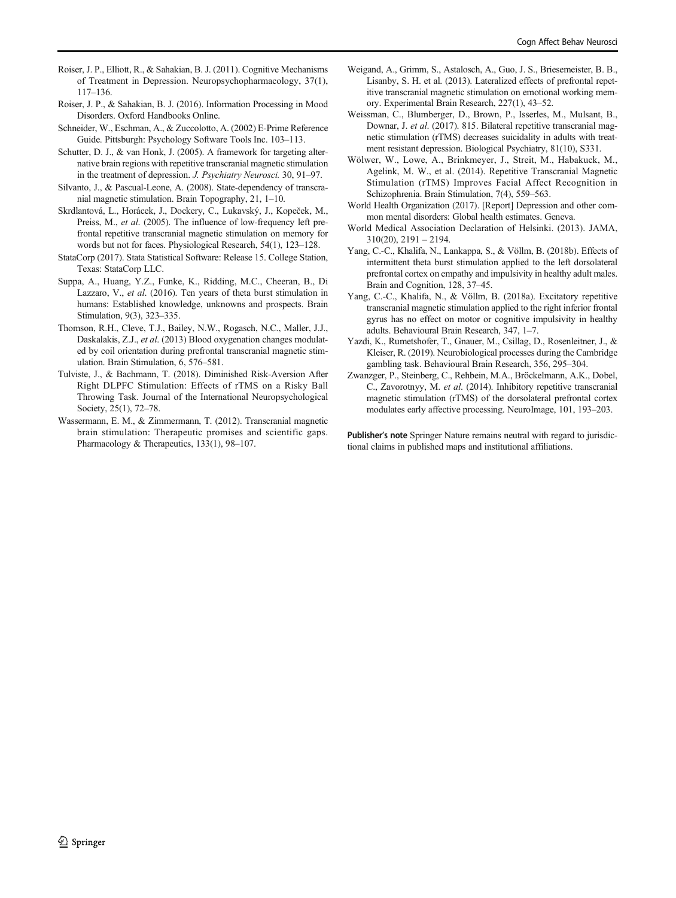Roiser, J. P., Elliott, R., & Sahakian, B. J. (2011). Cognitive Mechanisms of Treatment in Depression. Neuropsychopharmacology, 37(1), 117–136.

Roiser, J. P., & Sahakian, B. J. (2016). Information Processing in Mood Disorders. Oxford Handbooks Online.

Schneider, W., Eschman, A., & Zuccolotto, A. (2002) E-Prime Reference Guide. Pittsburgh: Psychology Software Tools Inc. 103–113.

Schutter, D. J., & van Honk, J. (2005). A framework for targeting alternative brain regions with repetitive transcranial magnetic stimulation in the treatment of depression. *J. Psychiatry Neurosci.* 30, 91–97.

Silvanto, J., & Pascual-Leone, A. (2008). State-dependency of transcranial magnetic stimulation. Brain Topography, 21, 1–10.

Skrdlantová, L., Horácek, J., Dockery, C., Lukavský, J., Kopeček, M., Preiss, M., *et al*. (2005). The influence of low-frequency left prefrontal repetitive transcranial magnetic stimulation on memory for words but not for faces. Physiological Research, 54(1), 123–128.

StataCorp (2017). Stata Statistical Software: Release 15. College Station, Texas: StataCorp LLC.

Suppa, A., Huang, Y.Z., Funke, K., Ridding, M.C., Cheeran, B., Di Lazzaro, V., *et al*. (2016). Ten years of theta burst stimulation in humans: Established knowledge, unknowns and prospects. Brain Stimulation, 9(3), 323–335.

Thomson, R.H., Cleve, T.J., Bailey, N.W., Rogasch, N.C., Maller, J.J., Daskalakis, Z.J., *et al*. (2013) Blood oxygenation changes modulated by coil orientation during prefrontal transcranial magnetic stimulation. Brain Stimulation, 6, 576–581.

Tulviste, J., & Bachmann, T. (2018). Diminished Risk-Aversion After Right DLPFC Stimulation: Effects of rTMS on a Risky Ball Throwing Task. Journal of the International Neuropsychological Society, 25(1), 72–78.

Wassermann, E. M., & Zimmermann, T. (2012). Transcranial magnetic brain stimulation: Therapeutic promises and scientific gaps. Pharmacology & Therapeutics, 133(1), 98–107.

Weigand, A., Grimm, S., Astalosch, A., Guo, J. S., Briesemeister, B. B., Lisanby, S. H. et al. (2013). Lateralized effects of prefrontal repetitive transcranial magnetic stimulation on emotional working memory. Experimental Brain Research, 227(1), 43–52.

Weissman, C., Blumberger, D., Brown, P., Isserles, M., Mulsant, B., Downar, J. *et al*. (2017). 815. Bilateral repetitive transcranial magnetic stimulation (rTMS) decreases suicidality in adults with treatment resistant depression. Biological Psychiatry, 81(10), S331.

Wölwer, W., Lowe, A., Brinkmeyer, J., Streit, M., Habakuck, M., Agelink, M. W., et al. (2014). Repetitive Transcranial Magnetic Stimulation (rTMS) Improves Facial Affect Recognition in Schizophrenia. Brain Stimulation, 7(4), 559–563.

World Health Organization (2017). [Report] Depression and other common mental disorders: Global health estimates. Geneva.

World Medical Association Declaration of Helsinki. (2013). JAMA, 310(20), 2191 – 2194.

Yang, C.-C., Khalifa, N., Lankappa, S., & Völlm, B. (2018b). Effects of intermittent theta burst stimulation applied to the left dorsolateral prefrontal cortex on empathy and impulsivity in healthy adult males. Brain and Cognition, 128, 37–45.

Yang, C.-C., Khalifa, N., & Völlm, B. (2018a). Excitatory repetitive transcranial magnetic stimulation applied to the right inferior frontal gyrus has no effect on motor or cognitive impulsivity in healthy adults. Behavioural Brain Research, 347, 1–7.

Yazdi, K., Rumetshofer, T., Gnauer, M., Csillag, D., Rosenleitner, J., & Kleiser, R. (2019). Neurobiological processes during the Cambridge gambling task. Behavioural Brain Research, 356, 295–304.

Zwanzger, P., Steinberg, C., Rehbein, M.A., Bröckelmann, A.K., Dobel, C., Zavorotnyy, M. *et al*. (2014). Inhibitory repetitive transcranial magnetic stimulation (rTMS) of the dorsolateral prefrontal cortex modulates early affective processing. NeuroImage, 101, 193–203.

**Publisher's note** Springer Nature remains neutral with regard to jurisdictional claims in published maps and institutional affiliations.